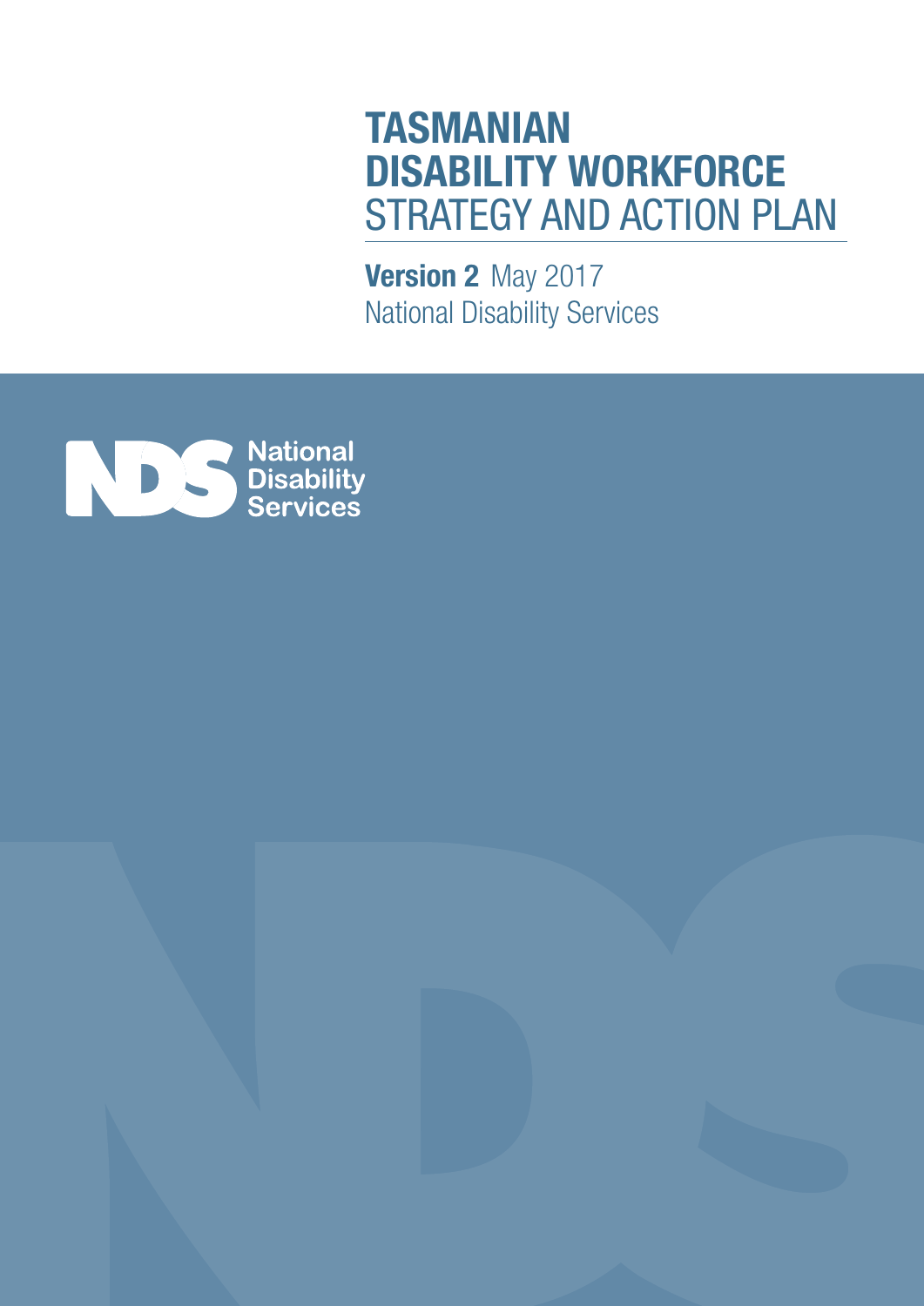# TASMANIAN DISABILITY WORKFORCE STRATEGY AND ACTION PLAN

**Version 2** May 2017

National Disability Services

National Disability Services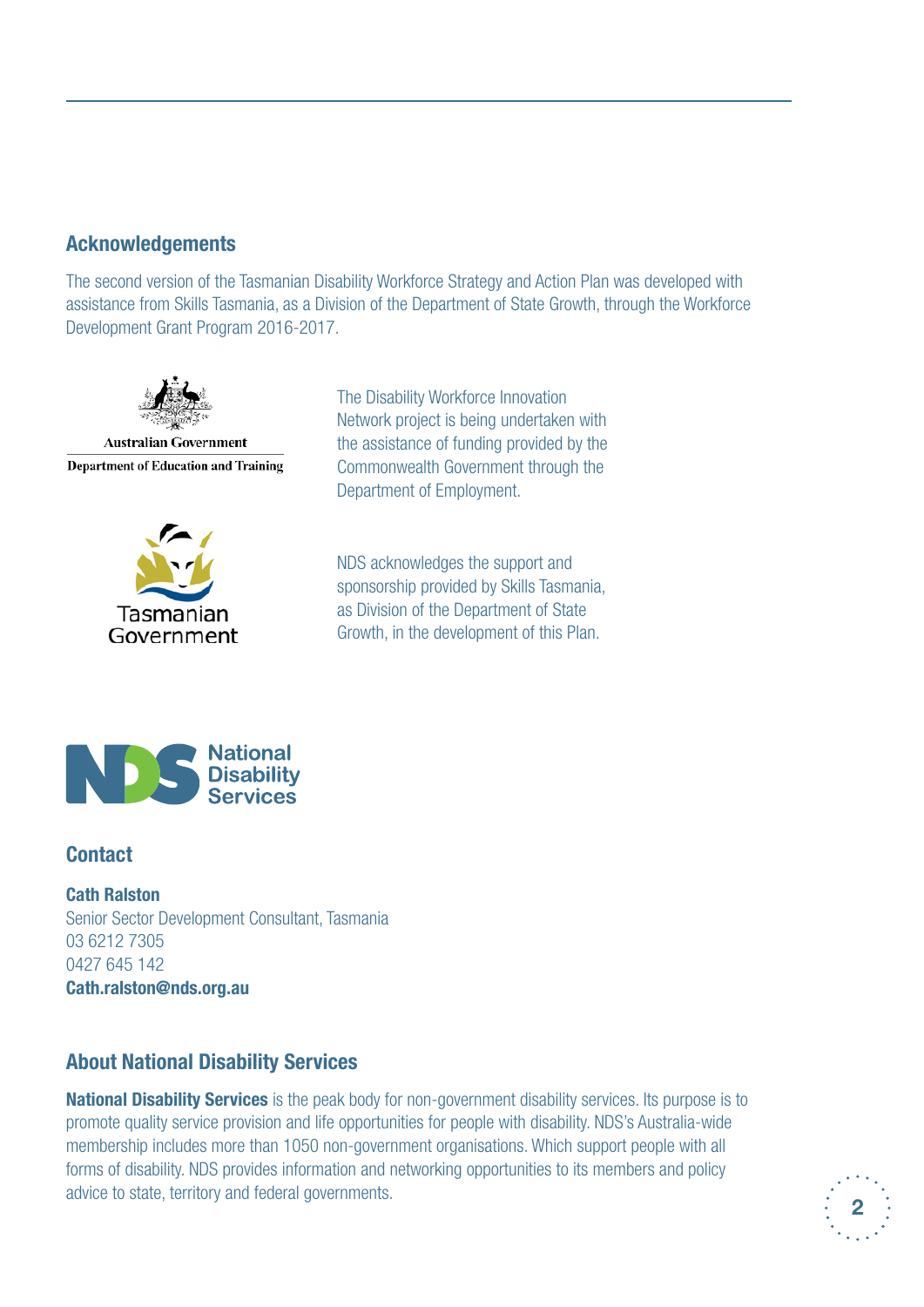## Acknowledgements

The second version of the Tasmanian Disability Workforce Strategy and Action Plan was developed with assistance from Skills Tasmania, as a Division of the Department of State Growth, through the Workforce Development Grant Program 2016-2017.

Australian Government
Department of Education and Training

The Disability Workforce Innovation Network project is being undertaken with the assistance of funding provided by the Commonwealth Government through the Department of Employment.

Tasmanian Government

NDS acknowledges the support and sponsorship provided by Skills Tasmania, as Division of the Department of State Growth, in the development of this Plan.

National Disability Services

## Contact

**Cath Ralston**
Senior Sector Development Consultant, Tasmania
03 6212 7305
0427 645 142
**Cath.ralston@nds.org.au**

## About National Disability Services

**National Disability Services** is the peak body for non-government disability services. Its purpose is to promote quality service provision and life opportunities for people with disability. NDS's Australia-wide membership includes more than 1050 non-government organisations. Which support people with all forms of disability. NDS provides information and networking opportunities to its members and policy advice to state, territory and federal governments.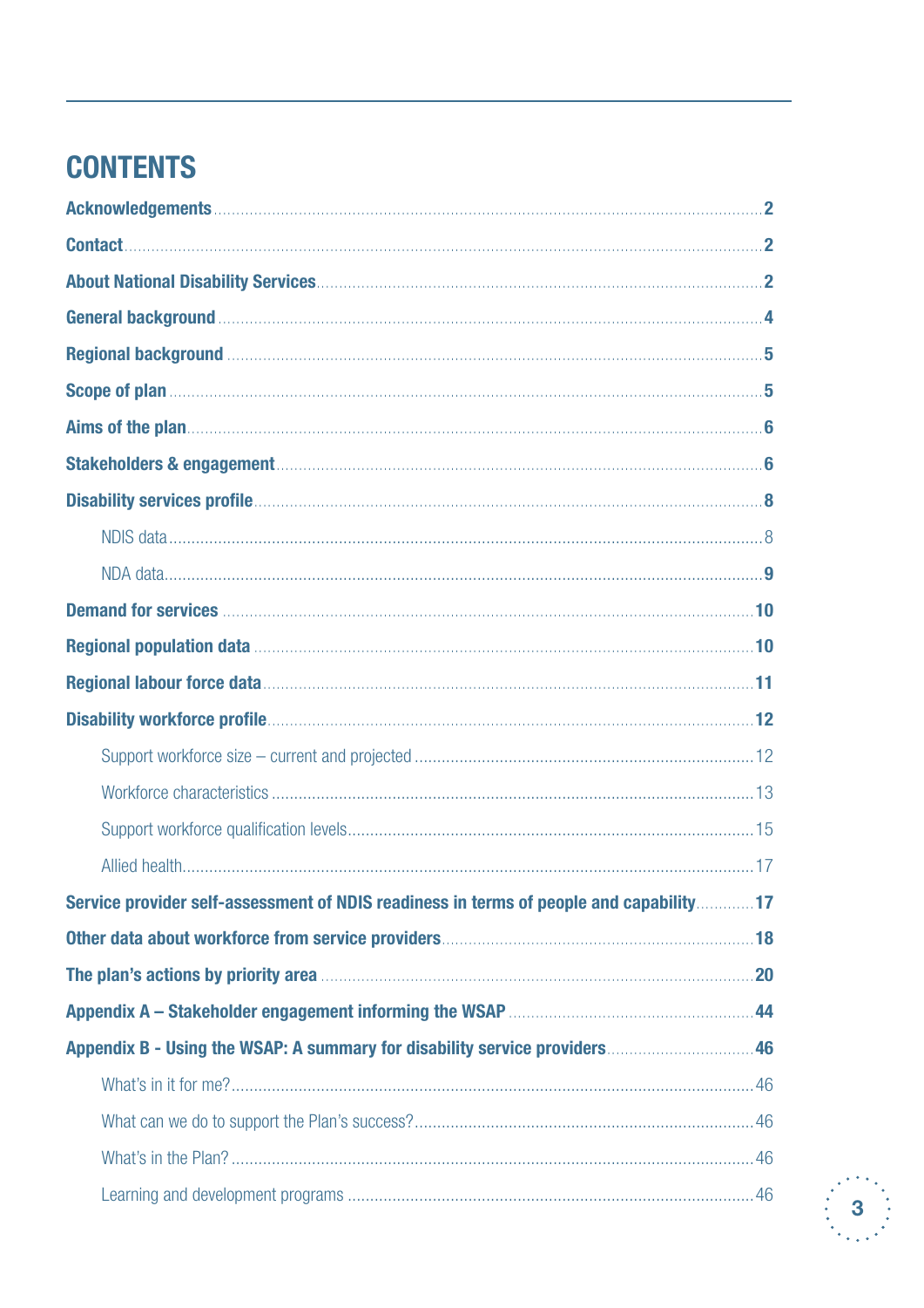# CONTENTS

**Acknowledgements** .......... **2**

**Contact** .......... **2**

**About National Disability Services** .......... **2**

**General background** .......... **4**

**Regional background** .......... **5**

**Scope of plan** .......... **5**

**Aims of the plan** .......... **6**

**Stakeholders & engagement** .......... **6**

**Disability services profile** .......... **8**

- NDIS data .......... 8
- NDA data .......... 9

**Demand for services** .......... **10**

**Regional population data** .......... **10**

**Regional labour force data** .......... **11**

**Disability workforce profile** .......... **12**

- Support workforce size – current and projected .......... 12
- Workforce characteristics .......... 13
- Support workforce qualification levels .......... 15
- Allied health .......... 17

**Service provider self-assessment of NDIS readiness in terms of people and capability** .......... **17**

**Other data about workforce from service providers** .......... **18**

**The plan's actions by priority area** .......... **20**

**Appendix A – Stakeholder engagement informing the WSAP** .......... **44**

**Appendix B - Using the WSAP: A summary for disability service providers** .......... **46**

- What's in it for me? .......... 46
- What can we do to support the Plan's success? .......... 46
- What's in the Plan? .......... 46
- Learning and development programs .......... 46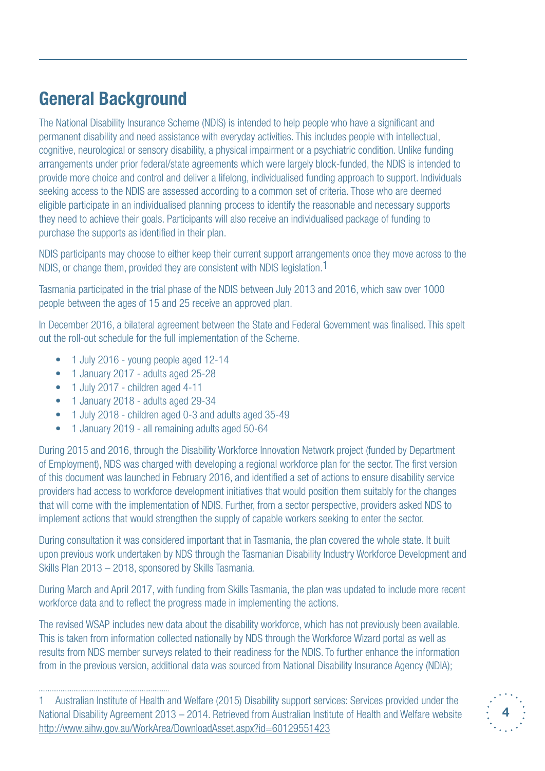## General Background

The National Disability Insurance Scheme (NDIS) is intended to help people who have a significant and permanent disability and need assistance with everyday activities. This includes people with intellectual, cognitive, neurological or sensory disability, a physical impairment or a psychiatric condition. Unlike funding arrangements under prior federal/state agreements which were largely block-funded, the NDIS is intended to provide more choice and control and deliver a lifelong, individualised funding approach to support. Individuals seeking access to the NDIS are assessed according to a common set of criteria. Those who are deemed eligible participate in an individualised planning process to identify the reasonable and necessary supports they need to achieve their goals. Participants will also receive an individualised package of funding to purchase the supports as identified in their plan.

NDIS participants may choose to either keep their current support arrangements once they move across to the NDIS, or change them, provided they are consistent with NDIS legislation.[1]

Tasmania participated in the trial phase of the NDIS between July 2013 and 2016, which saw over 1000 people between the ages of 15 and 25 receive an approved plan.

In December 2016, a bilateral agreement between the State and Federal Government was finalised. This spelt out the roll-out schedule for the full implementation of the Scheme.

- 1 July 2016 - young people aged 12-14
- 1 January 2017 - adults aged 25-28
- 1 July 2017 - children aged 4-11
- 1 January 2018 - adults aged 29-34
- 1 July 2018 - children aged 0-3 and adults aged 35-49
- 1 January 2019 - all remaining adults aged 50-64

During 2015 and 2016, through the Disability Workforce Innovation Network project (funded by Department of Employment), NDS was charged with developing a regional workforce plan for the sector. The first version of this document was launched in February 2016, and identified a set of actions to ensure disability service providers had access to workforce development initiatives that would position them suitably for the changes that will come with the implementation of NDIS. Further, from a sector perspective, providers asked NDS to implement actions that would strengthen the supply of capable workers seeking to enter the sector.

During consultation it was considered important that in Tasmania, the plan covered the whole state. It built upon previous work undertaken by NDS through the Tasmanian Disability Industry Workforce Development and Skills Plan 2013 – 2018, sponsored by Skills Tasmania.

During March and April 2017, with funding from Skills Tasmania, the plan was updated to include more recent workforce data and to reflect the progress made in implementing the actions.

The revised WSAP includes new data about the disability workforce, which has not previously been available. This is taken from information collected nationally by NDS through the Workforce Wizard portal as well as results from NDS member surveys related to their readiness for the NDIS. To further enhance the information from in the previous version, additional data was sourced from National Disability Insurance Agency (NDIA);

---

1 Australian Institute of Health and Welfare (2015) Disability support services: Services provided under the National Disability Agreement 2013 – 2014. Retrieved from Australian Institute of Health and Welfare website http://www.aihw.gov.au/WorkArea/DownloadAsset.aspx?id=60129551423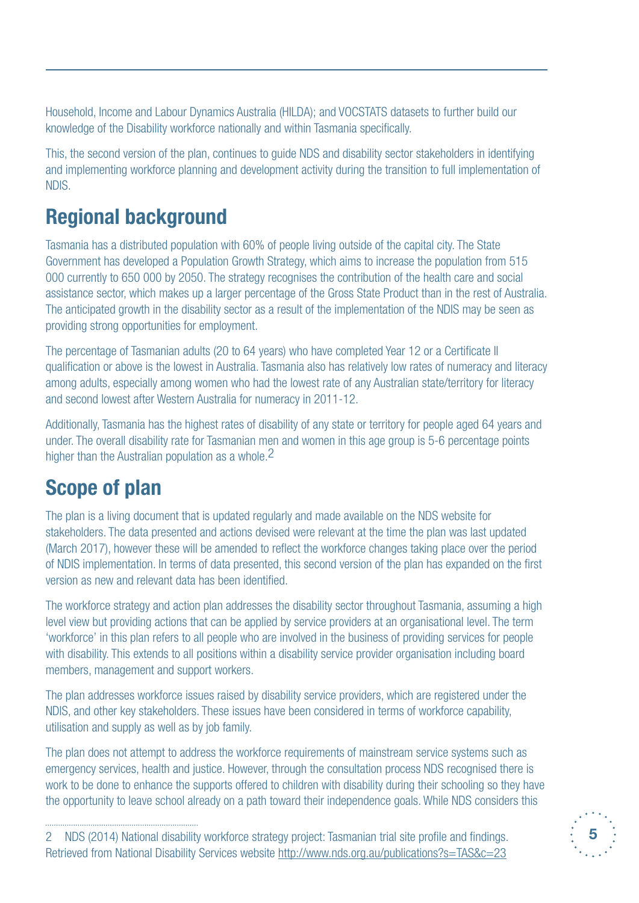Household, Income and Labour Dynamics Australia (HILDA); and VOCSTATS datasets to further build our knowledge of the Disability workforce nationally and within Tasmania specifically.

This, the second version of the plan, continues to guide NDS and disability sector stakeholders in identifying and implementing workforce planning and development activity during the transition to full implementation of NDIS.

## Regional background

Tasmania has a distributed population with 60% of people living outside of the capital city. The State Government has developed a Population Growth Strategy, which aims to increase the population from 515 000 currently to 650 000 by 2050. The strategy recognises the contribution of the health care and social assistance sector, which makes up a larger percentage of the Gross State Product than in the rest of Australia. The anticipated growth in the disability sector as a result of the implementation of the NDIS may be seen as providing strong opportunities for employment.

The percentage of Tasmanian adults (20 to 64 years) who have completed Year 12 or a Certificate II qualification or above is the lowest in Australia. Tasmania also has relatively low rates of numeracy and literacy among adults, especially among women who had the lowest rate of any Australian state/territory for literacy and second lowest after Western Australia for numeracy in 2011-12.

Additionally, Tasmania has the highest rates of disability of any state or territory for people aged 64 years and under. The overall disability rate for Tasmanian men and women in this age group is 5-6 percentage points higher than the Australian population as a whole.[2]

## Scope of plan

The plan is a living document that is updated regularly and made available on the NDS website for stakeholders. The data presented and actions devised were relevant at the time the plan was last updated (March 2017), however these will be amended to reflect the workforce changes taking place over the period of NDIS implementation. In terms of data presented, this second version of the plan has expanded on the first version as new and relevant data has been identified.

The workforce strategy and action plan addresses the disability sector throughout Tasmania, assuming a high level view but providing actions that can be applied by service providers at an organisational level. The term 'workforce' in this plan refers to all people who are involved in the business of providing services for people with disability. This extends to all positions within a disability service provider organisation including board members, management and support workers.

The plan addresses workforce issues raised by disability service providers, which are registered under the NDIS, and other key stakeholders. These issues have been considered in terms of workforce capability, utilisation and supply as well as by job family.

The plan does not attempt to address the workforce requirements of mainstream service systems such as emergency services, health and justice. However, through the consultation process NDS recognised there is work to be done to enhance the supports offered to children with disability during their schooling so they have the opportunity to leave school already on a path toward their independence goals. While NDS considers this

---

2 NDS (2014) National disability workforce strategy project: Tasmanian trial site profile and findings. Retrieved from National Disability Services website http://www.nds.org.au/publications?s=TAS&c=23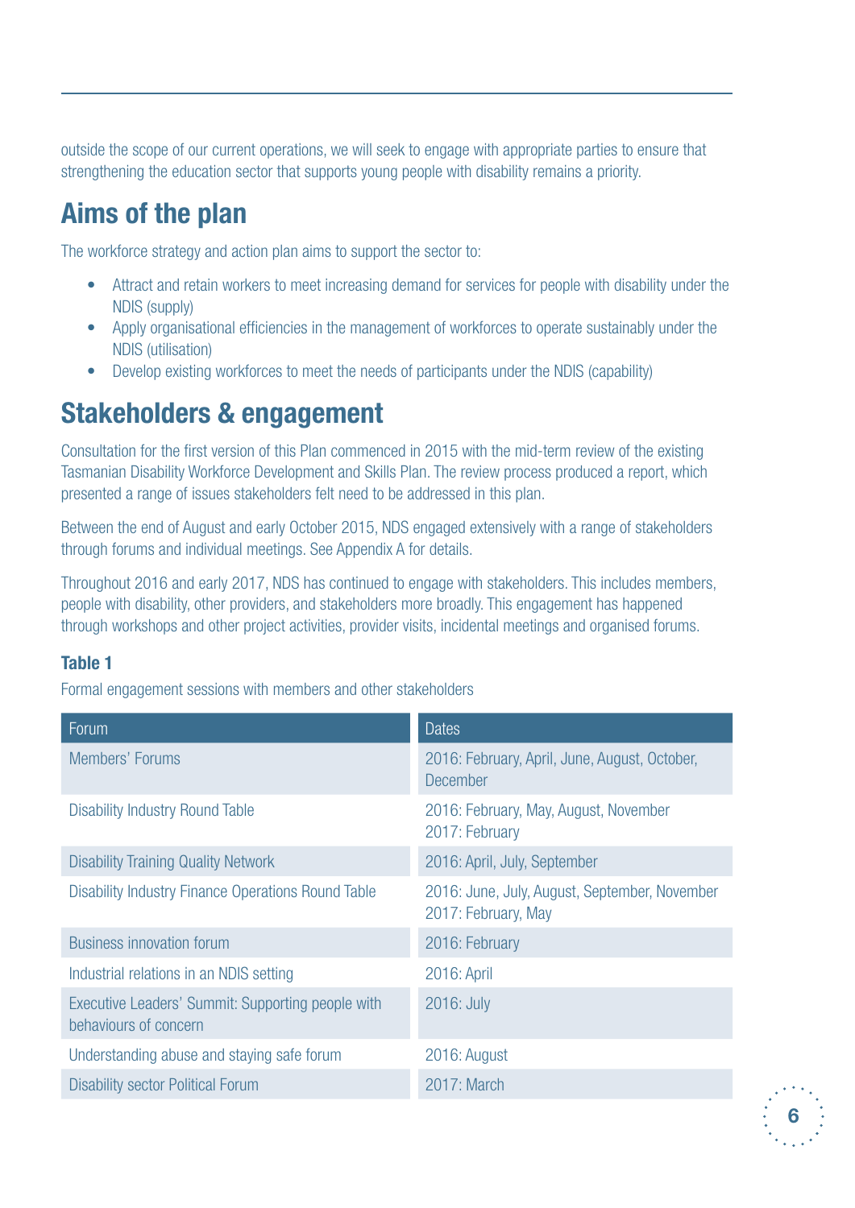outside the scope of our current operations, we will seek to engage with appropriate parties to ensure that strengthening the education sector that supports young people with disability remains a priority.

## Aims of the plan

The workforce strategy and action plan aims to support the sector to:

- Attract and retain workers to meet increasing demand for services for people with disability under the NDIS (supply)
- Apply organisational efficiencies in the management of workforces to operate sustainably under the NDIS (utilisation)
- Develop existing workforces to meet the needs of participants under the NDIS (capability)

## Stakeholders & engagement

Consultation for the first version of this Plan commenced in 2015 with the mid-term review of the existing Tasmanian Disability Workforce Development and Skills Plan. The review process produced a report, which presented a range of issues stakeholders felt need to be addressed in this plan.

Between the end of August and early October 2015, NDS engaged extensively with a range of stakeholders through forums and individual meetings. See Appendix A for details.

Throughout 2016 and early 2017, NDS has continued to engage with stakeholders. This includes members, people with disability, other providers, and stakeholders more broadly. This engagement has happened through workshops and other project activities, provider visits, incidental meetings and organised forums.

**Table 1**

Formal engagement sessions with members and other stakeholders

| Forum | Dates |
|---|---|
| Members' Forums | 2016: February, April, June, August, October, December |
| Disability Industry Round Table | 2016: February, May, August, November<br>2017: February |
| Disability Training Quality Network | 2016: April, July, September |
| Disability Industry Finance Operations Round Table | 2016: June, July, August, September, November<br>2017: February, May |
| Business innovation forum | 2016: February |
| Industrial relations in an NDIS setting | 2016: April |
| Executive Leaders' Summit: Supporting people with behaviours of concern | 2016: July |
| Understanding abuse and staying safe forum | 2016: August |
| Disability sector Political Forum | 2017: March |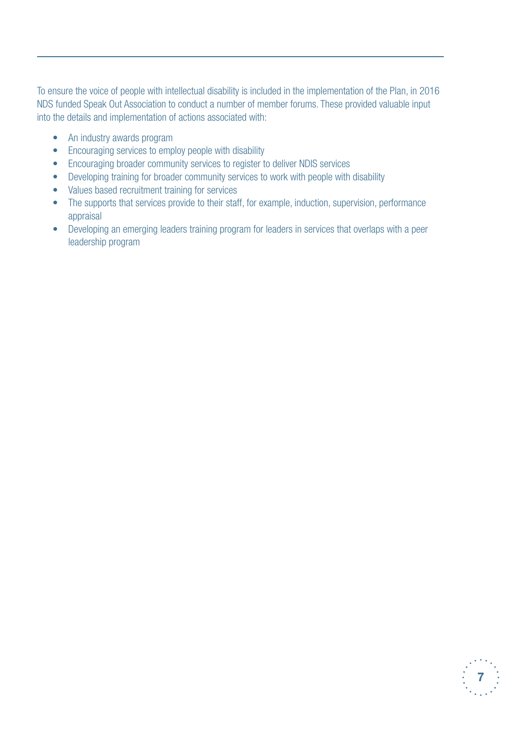To ensure the voice of people with intellectual disability is included in the implementation of the Plan, in 2016 NDS funded Speak Out Association to conduct a number of member forums. These provided valuable input into the details and implementation of actions associated with:

- An industry awards program
- Encouraging services to employ people with disability
- Encouraging broader community services to register to deliver NDIS services
- Developing training for broader community services to work with people with disability
- Values based recruitment training for services
- The supports that services provide to their staff, for example, induction, supervision, performance appraisal
- Developing an emerging leaders training program for leaders in services that overlaps with a peer leadership program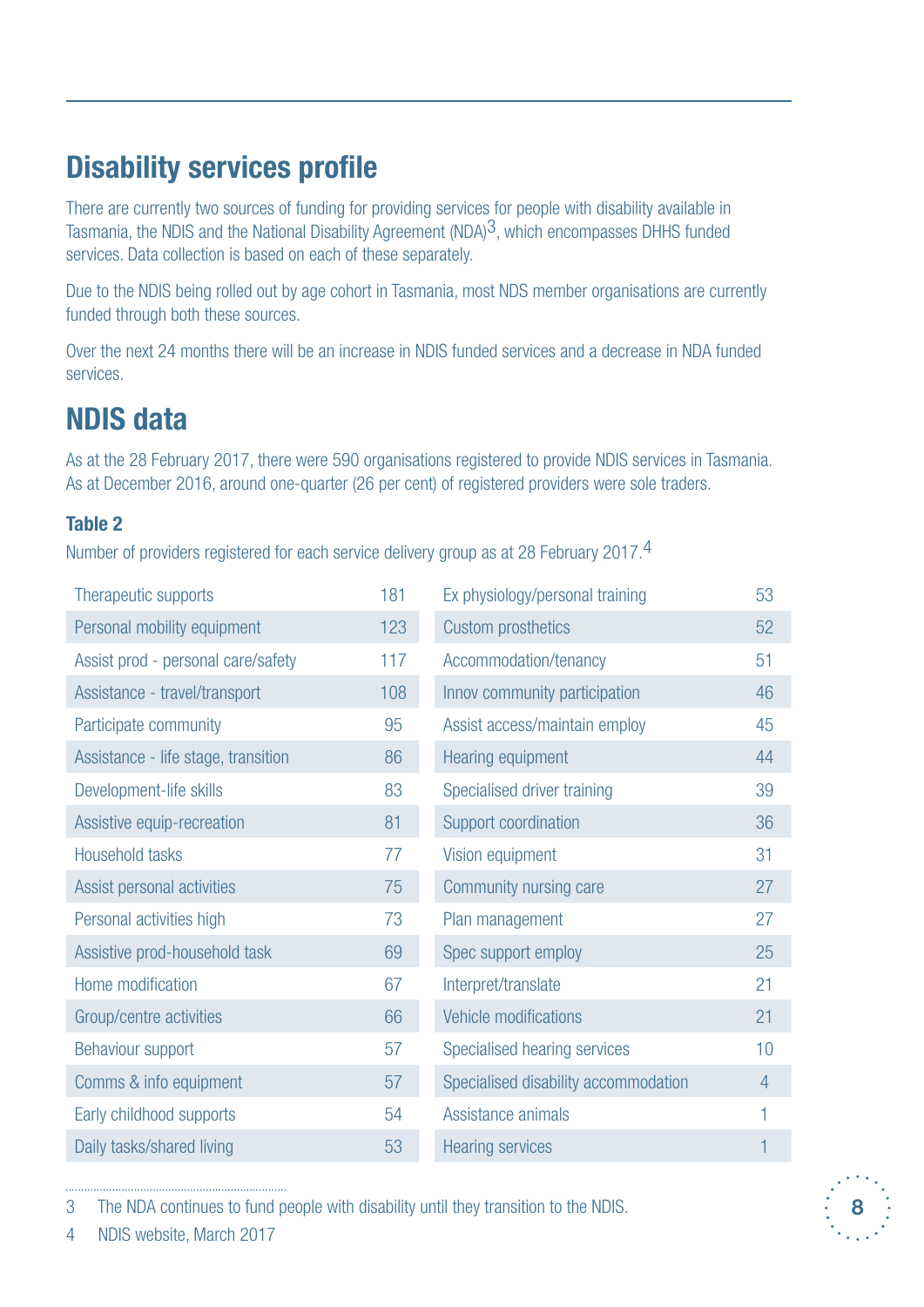## Disability services profile

There are currently two sources of funding for providing services for people with disability available in Tasmania, the NDIS and the National Disability Agreement (NDA)[3], which encompasses DHHS funded services. Data collection is based on each of these separately.

Due to the NDIS being rolled out by age cohort in Tasmania, most NDS member organisations are currently funded through both these sources.

Over the next 24 months there will be an increase in NDIS funded services and a decrease in NDA funded services.

## NDIS data

As at the 28 February 2017, there were 590 organisations registered to provide NDIS services in Tasmania. As at December 2016, around one-quarter (26 per cent) of registered providers were sole traders.

**Table 2**

Number of providers registered for each service delivery group as at 28 February 2017.[4]

| Service delivery group | Providers |
|---|---|
| Therapeutic supports | 181 |
| Personal mobility equipment | 123 |
| Assist prod - personal care/safety | 117 |
| Assistance - travel/transport | 108 |
| Participate community | 95 |
| Assistance - life stage, transition | 86 |
| Development-life skills | 83 |
| Assistive equip-recreation | 81 |
| Household tasks | 77 |
| Assist personal activities | 75 |
| Personal activities high | 73 |
| Assistive prod-household task | 69 |
| Home modification | 67 |
| Group/centre activities | 66 |
| Behaviour support | 57 |
| Comms & info equipment | 57 |
| Early childhood supports | 54 |
| Daily tasks/shared living | 53 |
| Ex physiology/personal training | 53 |
| Custom prosthetics | 52 |
| Accommodation/tenancy | 51 |
| Innov community participation | 46 |
| Assist access/maintain employ | 45 |
| Hearing equipment | 44 |
| Specialised driver training | 39 |
| Support coordination | 36 |
| Vision equipment | 31 |
| Community nursing care | 27 |
| Plan management | 27 |
| Spec support employ | 25 |
| Interpret/translate | 21 |
| Vehicle modifications | 21 |
| Specialised hearing services | 10 |
| Specialised disability accommodation | 4 |
| Assistance animals | 1 |
| Hearing services | 1 |

3 The NDA continues to fund people with disability until they transition to the NDIS.

4 NDIS website, March 2017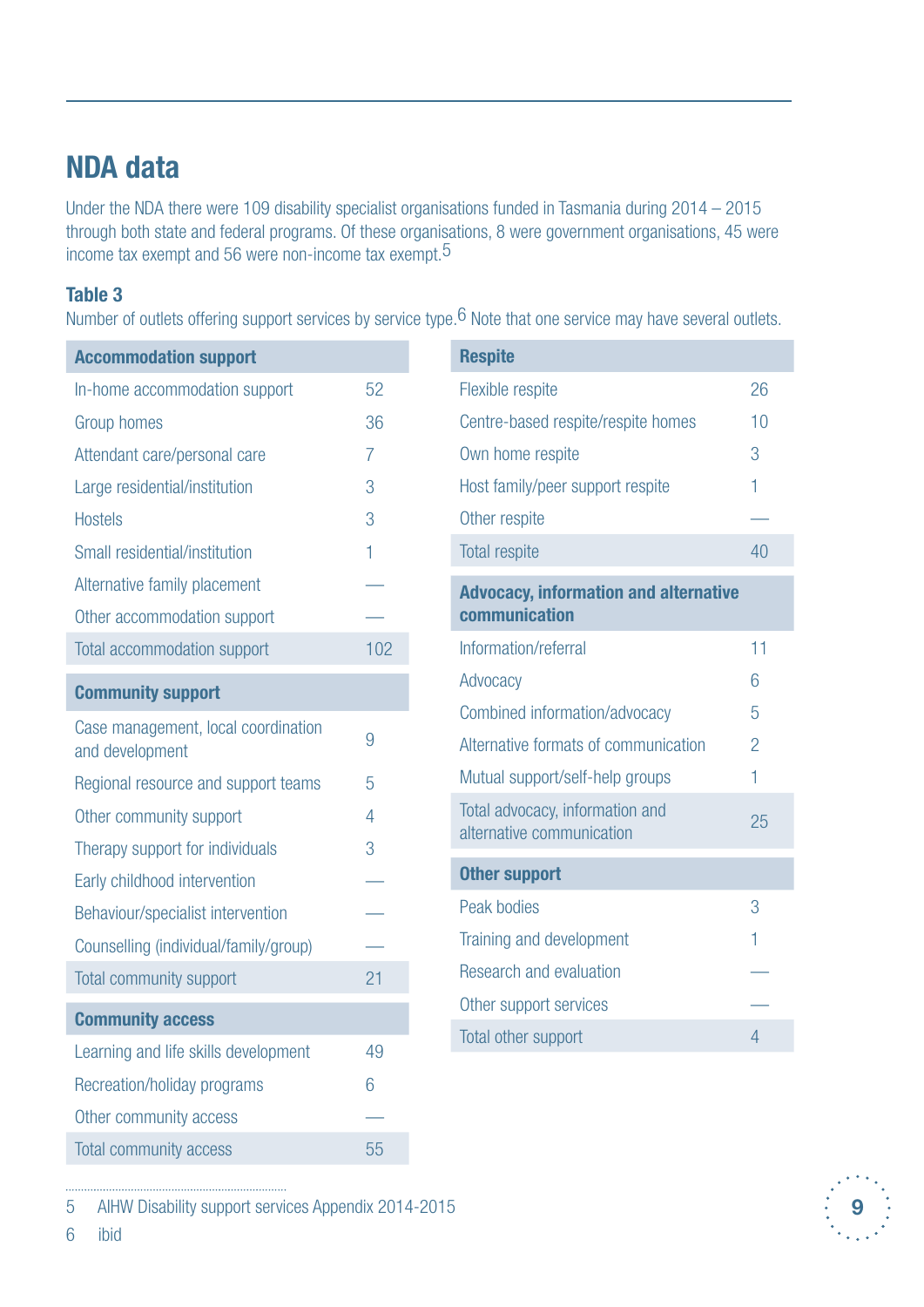# NDA data

Under the NDA there were 109 disability specialist organisations funded in Tasmania during 2014 – 2015 through both state and federal programs. Of these organisations, 8 were government organisations, 45 were income tax exempt and 56 were non-income tax exempt.[5]

**Table 3**

Number of outlets offering support services by service type.[6] Note that one service may have several outlets.

| **Accommodation support** | |
|---|---|
| In-home accommodation support | 52 |
| Group homes | 36 |
| Attendant care/personal care | 7 |
| Large residential/institution | 3 |
| Hostels | 3 |
| Small residential/institution | 1 |
| Alternative family placement | — |
| Other accommodation support | — |
| Total accommodation support | 102 |

| **Community support** | |
|---|---|
| Case management, local coordination and development | 9 |
| Regional resource and support teams | 5 |
| Other community support | 4 |
| Therapy support for individuals | 3 |
| Early childhood intervention | — |
| Behaviour/specialist intervention | — |
| Counselling (individual/family/group) | — |
| Total community support | 21 |

| **Community access** | |
|---|---|
| Learning and life skills development | 49 |
| Recreation/holiday programs | 6 |
| Other community access | — |
| Total community access | 55 |

| **Respite** | |
|---|---|
| Flexible respite | 26 |
| Centre-based respite/respite homes | 10 |
| Own home respite | 3 |
| Host family/peer support respite | 1 |
| Other respite | — |
| Total respite | 40 |

| **Advocacy, information and alternative communication** | |
|---|---|
| Information/referral | 11 |
| Advocacy | 6 |
| Combined information/advocacy | 5 |
| Alternative formats of communication | 2 |
| Mutual support/self-help groups | 1 |
| Total advocacy, information and alternative communication | 25 |

| **Other support** | |
|---|---|
| Peak bodies | 3 |
| Training and development | 1 |
| Research and evaluation | — |
| Other support services | — |
| Total other support | 4 |

5 AIHW Disability support services Appendix 2014-2015

6 ibid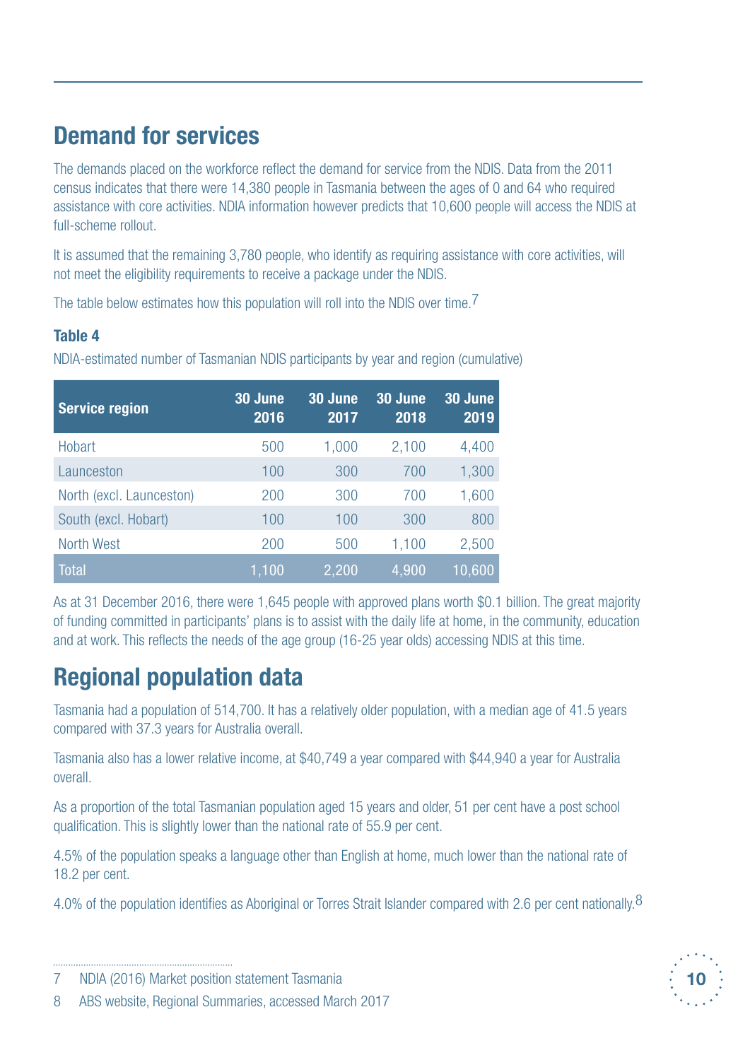## Demand for services

The demands placed on the workforce reflect the demand for service from the NDIS. Data from the 2011 census indicates that there were 14,380 people in Tasmania between the ages of 0 and 64 who required assistance with core activities. NDIA information however predicts that 10,600 people will access the NDIS at full-scheme rollout.

It is assumed that the remaining 3,780 people, who identify as requiring assistance with core activities, will not meet the eligibility requirements to receive a package under the NDIS.

The table below estimates how this population will roll into the NDIS over time.[7]

**Table 4**

NDIA-estimated number of Tasmanian NDIS participants by year and region (cumulative)

| Service region | 30 June 2016 | 30 June 2017 | 30 June 2018 | 30 June 2019 |
|---|---|---|---|---|
| Hobart | 500 | 1,000 | 2,100 | 4,400 |
| Launceston | 100 | 300 | 700 | 1,300 |
| North (excl. Launceston) | 200 | 300 | 700 | 1,600 |
| South (excl. Hobart) | 100 | 100 | 300 | 800 |
| North West | 200 | 500 | 1,100 | 2,500 |
| Total | 1,100 | 2,200 | 4,900 | 10,600 |

As at 31 December 2016, there were 1,645 people with approved plans worth $0.1 billion. The great majority of funding committed in participants' plans is to assist with the daily life at home, in the community, education and at work. This reflects the needs of the age group (16-25 year olds) accessing NDIS at this time.

## Regional population data

Tasmania had a population of 514,700. It has a relatively older population, with a median age of 41.5 years compared with 37.3 years for Australia overall.

Tasmania also has a lower relative income, at $40,749 a year compared with $44,940 a year for Australia overall.

As a proportion of the total Tasmanian population aged 15 years and older, 51 per cent have a post school qualification. This is slightly lower than the national rate of 55.9 per cent.

4.5% of the population speaks a language other than English at home, much lower than the national rate of 18.2 per cent.

4.0% of the population identifies as Aboriginal or Torres Strait Islander compared with 2.6 per cent nationally.[8]

---

7 NDIA (2016) Market position statement Tasmania

8 ABS website, Regional Summaries, accessed March 2017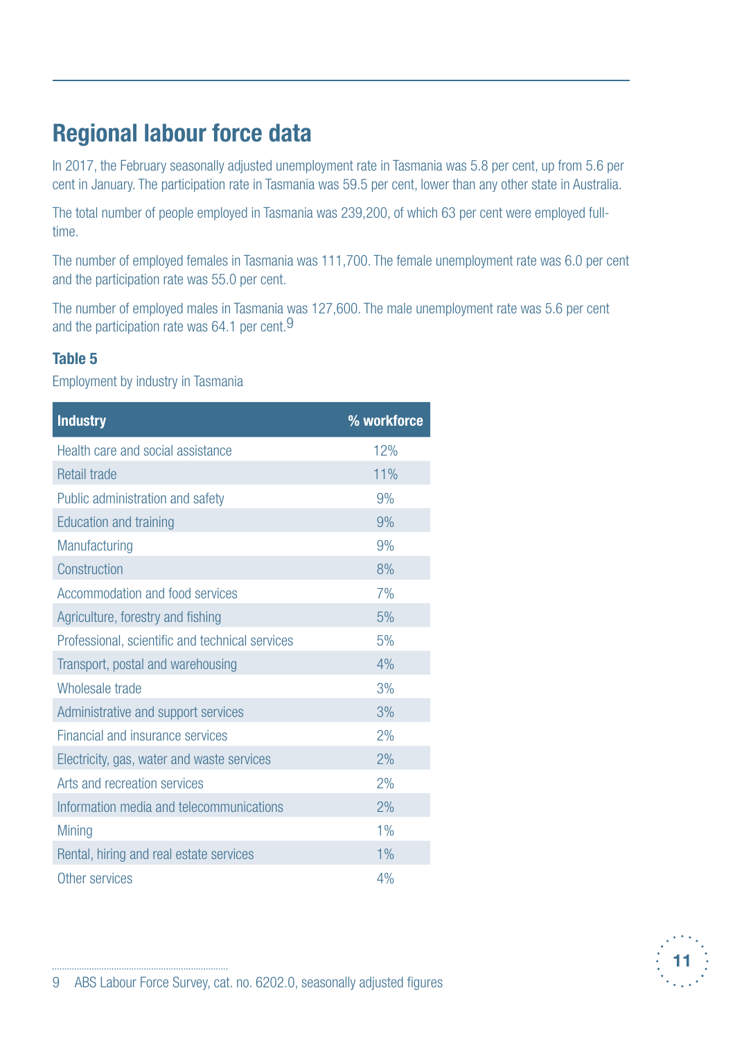## Regional labour force data

In 2017, the February seasonally adjusted unemployment rate in Tasmania was 5.8 per cent, up from 5.6 per cent in January. The participation rate in Tasmania was 59.5 per cent, lower than any other state in Australia.

The total number of people employed in Tasmania was 239,200, of which 63 per cent were employed full-time.

The number of employed females in Tasmania was 111,700. The female unemployment rate was 6.0 per cent and the participation rate was 55.0 per cent.

The number of employed males in Tasmania was 127,600. The male unemployment rate was 5.6 per cent and the participation rate was 64.1 per cent.[9]

### Table 5

Employment by industry in Tasmania

| Industry | % workforce |
|---|---|
| Health care and social assistance | 12% |
| Retail trade | 11% |
| Public administration and safety | 9% |
| Education and training | 9% |
| Manufacturing | 9% |
| Construction | 8% |
| Accommodation and food services | 7% |
| Agriculture, forestry and fishing | 5% |
| Professional, scientific and technical services | 5% |
| Transport, postal and warehousing | 4% |
| Wholesale trade | 3% |
| Administrative and support services | 3% |
| Financial and insurance services | 2% |
| Electricity, gas, water and waste services | 2% |
| Arts and recreation services | 2% |
| Information media and telecommunications | 2% |
| Mining | 1% |
| Rental, hiring and real estate services | 1% |
| Other services | 4% |

9 ABS Labour Force Survey, cat. no. 6202.0, seasonally adjusted figures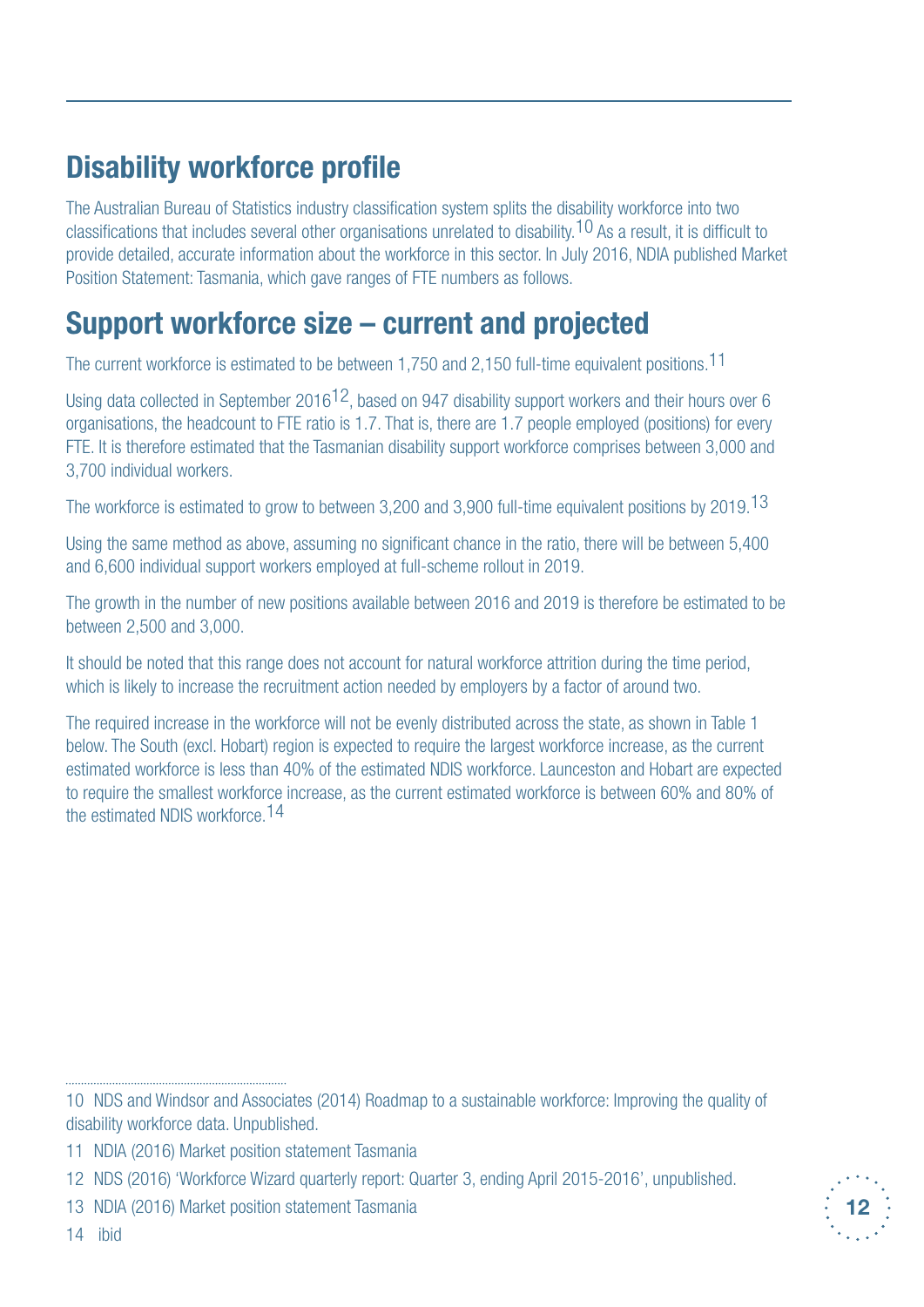## Disability workforce profile

The Australian Bureau of Statistics industry classification system splits the disability workforce into two classifications that includes several other organisations unrelated to disability.[10] As a result, it is difficult to provide detailed, accurate information about the workforce in this sector. In July 2016, NDIA published Market Position Statement: Tasmania, which gave ranges of FTE numbers as follows.

## Support workforce size – current and projected

The current workforce is estimated to be between 1,750 and 2,150 full-time equivalent positions.[11]

Using data collected in September 2016[12], based on 947 disability support workers and their hours over 6 organisations, the headcount to FTE ratio is 1.7. That is, there are 1.7 people employed (positions) for every FTE. It is therefore estimated that the Tasmanian disability support workforce comprises between 3,000 and 3,700 individual workers.

The workforce is estimated to grow to between 3,200 and 3,900 full-time equivalent positions by 2019.[13]

Using the same method as above, assuming no significant chance in the ratio, there will be between 5,400 and 6,600 individual support workers employed at full-scheme rollout in 2019.

The growth in the number of new positions available between 2016 and 2019 is therefore be estimated to be between 2,500 and 3,000.

It should be noted that this range does not account for natural workforce attrition during the time period, which is likely to increase the recruitment action needed by employers by a factor of around two.

The required increase in the workforce will not be evenly distributed across the state, as shown in Table 1 below. The South (excl. Hobart) region is expected to require the largest workforce increase, as the current estimated workforce is less than 40% of the estimated NDIS workforce. Launceston and Hobart are expected to require the smallest workforce increase, as the current estimated workforce is between 60% and 80% of the estimated NDIS workforce.[14]

---

10 NDS and Windsor and Associates (2014) Roadmap to a sustainable workforce: Improving the quality of disability workforce data. Unpublished.

11 NDIA (2016) Market position statement Tasmania

12 NDS (2016) 'Workforce Wizard quarterly report: Quarter 3, ending April 2015-2016', unpublished.

13 NDIA (2016) Market position statement Tasmania

14 ibid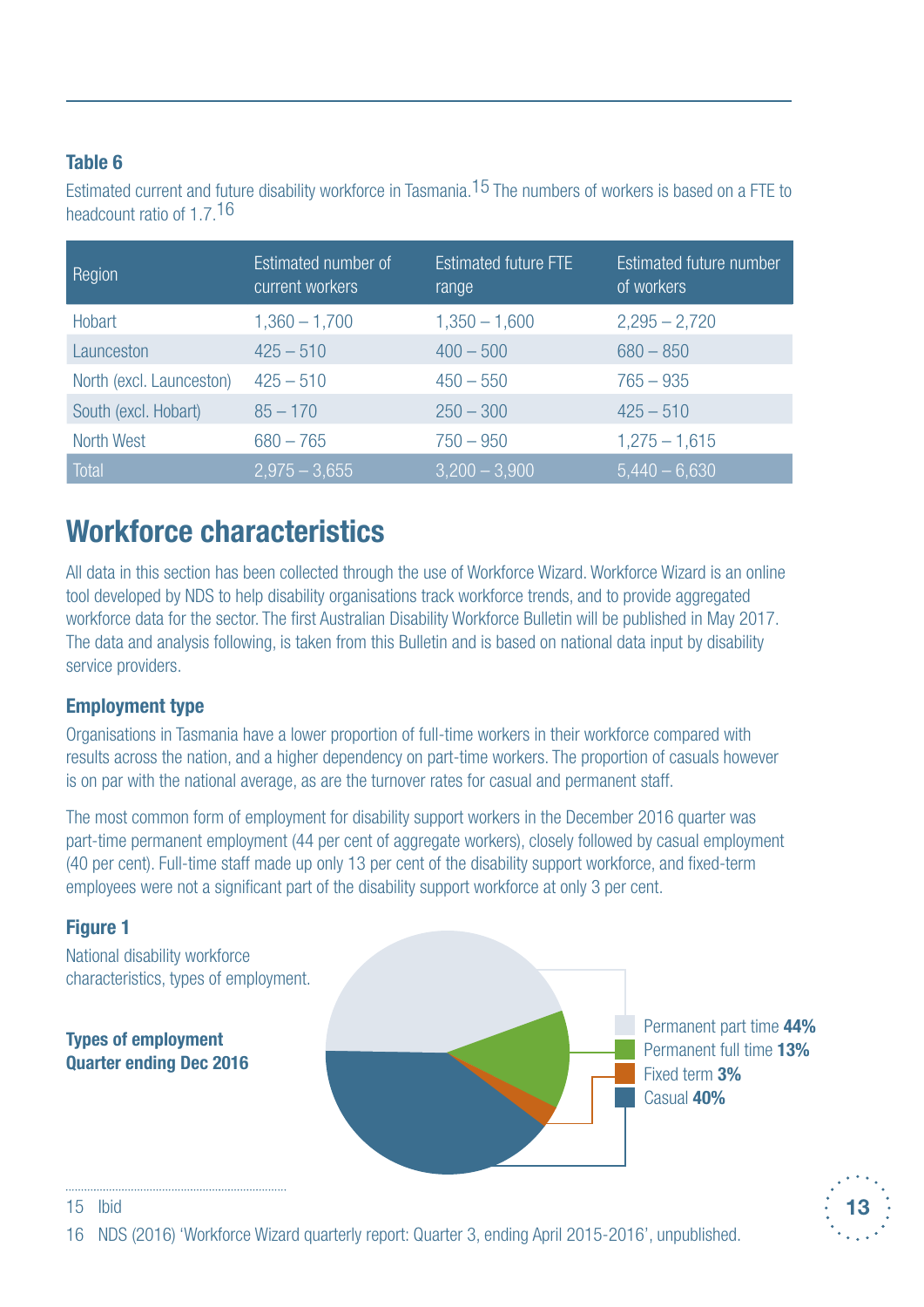**Table 6**

Estimated current and future disability workforce in Tasmania.[15] The numbers of workers is based on a FTE to headcount ratio of 1.7.[16]

| Region | Estimated number of current workers | Estimated future FTE range | Estimated future number of workers |
|---|---|---|---|
| Hobart | 1,360 – 1,700 | 1,350 – 1,600 | 2,295 – 2,720 |
| Launceston | 425 – 510 | 400 – 500 | 680 – 850 |
| North (excl. Launceston) | 425 – 510 | 450 – 550 | 765 – 935 |
| South (excl. Hobart) | 85 – 170 | 250 – 300 | 425 – 510 |
| North West | 680 – 765 | 750 – 950 | 1,275 – 1,615 |
| Total | 2,975 – 3,655 | 3,200 – 3,900 | 5,440 – 6,630 |

## Workforce characteristics

All data in this section has been collected through the use of Workforce Wizard. Workforce Wizard is an online tool developed by NDS to help disability organisations track workforce trends, and to provide aggregated workforce data for the sector. The first Australian Disability Workforce Bulletin will be published in May 2017. The data and analysis following, is taken from this Bulletin and is based on national data input by disability service providers.

### Employment type

Organisations in Tasmania have a lower proportion of full-time workers in their workforce compared with results across the nation, and a higher dependency on part-time workers. The proportion of casuals however is on par with the national average, as are the turnover rates for casual and permanent staff.

The most common form of employment for disability support workers in the December 2016 quarter was part-time permanent employment (44 per cent of aggregate workers), closely followed by casual employment (40 per cent). Full-time staff made up only 13 per cent of the disability support workforce, and fixed-term employees were not a significant part of the disability support workforce at only 3 per cent.

**Figure 1**

National disability workforce characteristics, types of employment.

**Types of employment**
**Quarter ending Dec 2016**

- Permanent part time **44%**
- Permanent full time **13%**
- Fixed term **3%**
- Casual **40%**

15 Ibid

16 NDS (2016) 'Workforce Wizard quarterly report: Quarter 3, ending April 2015-2016', unpublished.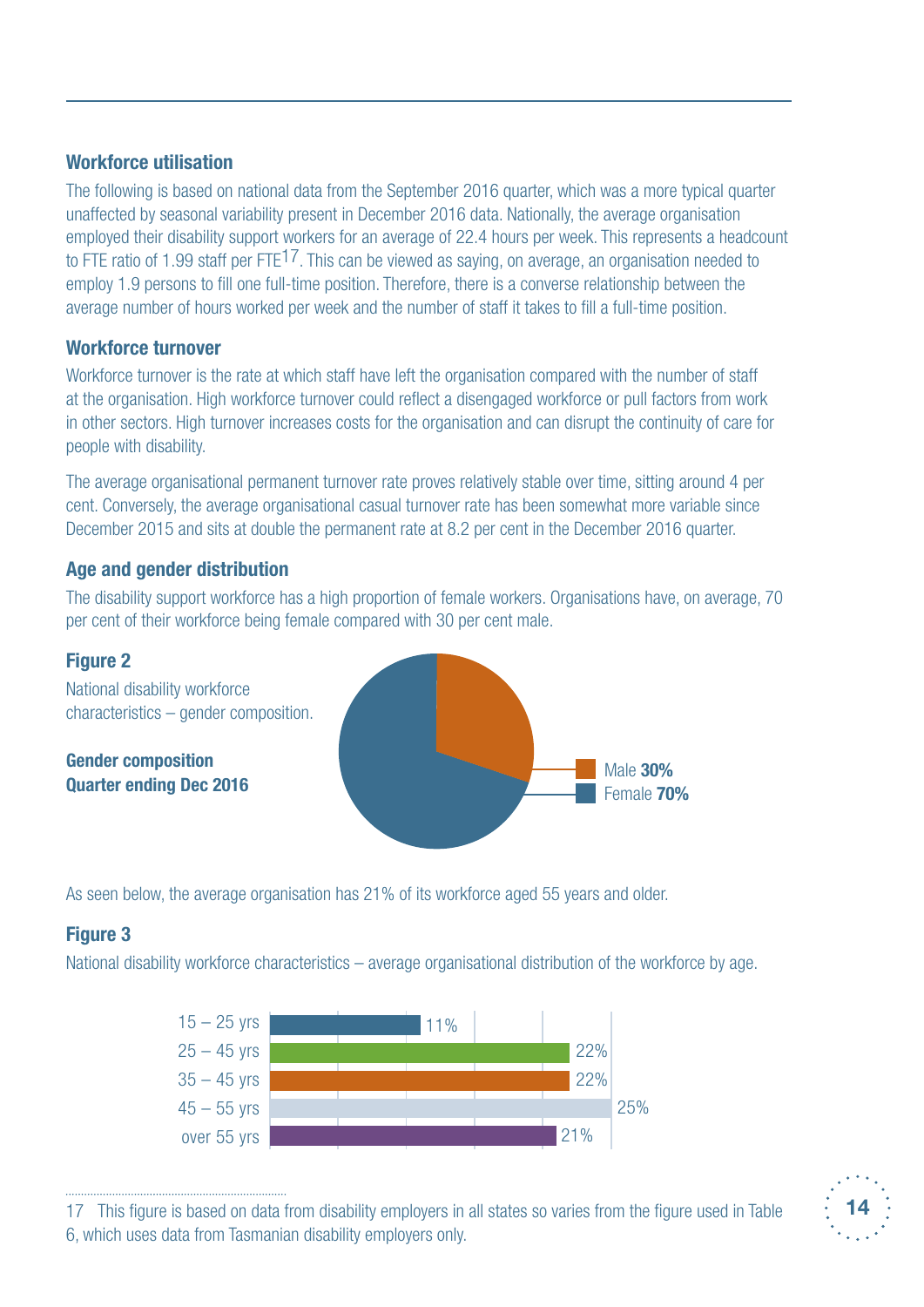### Workforce utilisation

The following is based on national data from the September 2016 quarter, which was a more typical quarter unaffected by seasonal variability present in December 2016 data. Nationally, the average organisation employed their disability support workers for an average of 22.4 hours per week. This represents a headcount to FTE ratio of 1.99 staff per FTE[17]. This can be viewed as saying, on average, an organisation needed to employ 1.9 persons to fill one full-time position. Therefore, there is a converse relationship between the average number of hours worked per week and the number of staff it takes to fill a full-time position.

### Workforce turnover

Workforce turnover is the rate at which staff have left the organisation compared with the number of staff at the organisation. High workforce turnover could reflect a disengaged workforce or pull factors from work in other sectors. High turnover increases costs for the organisation and can disrupt the continuity of care for people with disability.

The average organisational permanent turnover rate proves relatively stable over time, sitting around 4 per cent. Conversely, the average organisational casual turnover rate has been somewhat more variable since December 2015 and sits at double the permanent rate at 8.2 per cent in the December 2016 quarter.

### Age and gender distribution

The disability support workforce has a high proportion of female workers. Organisations have, on average, 70 per cent of their workforce being female compared with 30 per cent male.

**Figure 2**

National disability workforce characteristics – gender composition.

**Gender composition**
**Quarter ending Dec 2016**

| Gender | Share |
|---|---|
| Male | **30%** |
| Female | **70%** |

As seen below, the average organisation has 21% of its workforce aged 55 years and older.

**Figure 3**

National disability workforce characteristics – average organisational distribution of the workforce by age.

| Age | Share |
|---|---|
| 15 – 25 yrs | 11% |
| 25 – 45 yrs | 22% |
| 35 – 45 yrs | 22% |
| 45 – 55 yrs | 25% |
| over 55 yrs | 21% |

17 This figure is based on data from disability employers in all states so varies from the figure used in Table 6, which uses data from Tasmanian disability employers only.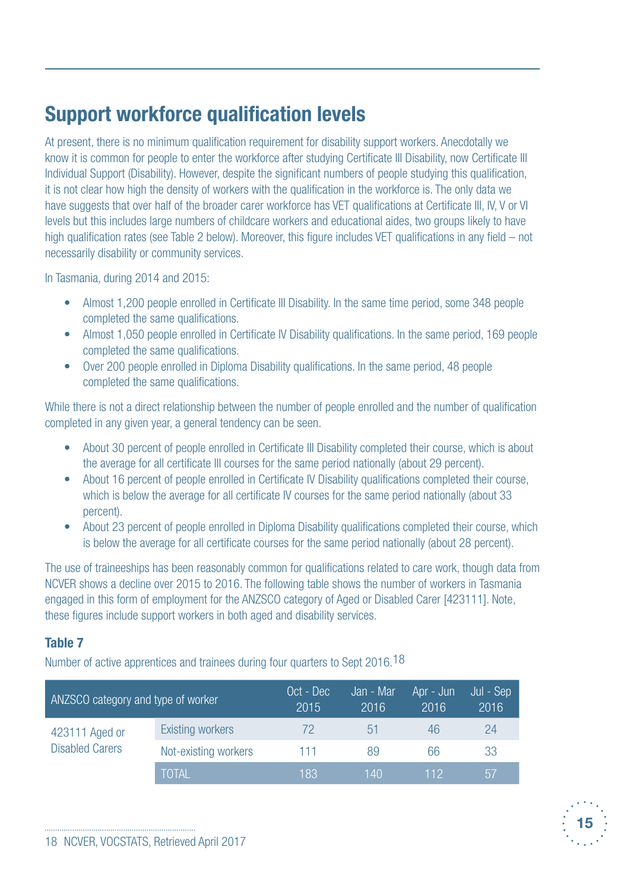## Support workforce qualification levels

At present, there is no minimum qualification requirement for disability support workers. Anecdotally we know it is common for people to enter the workforce after studying Certificate III Disability, now Certificate III Individual Support (Disability). However, despite the significant numbers of people studying this qualification, it is not clear how high the density of workers with the qualification in the workforce is. The only data we have suggests that over half of the broader carer workforce has VET qualifications at Certificate III, IV, V or VI levels but this includes large numbers of childcare workers and educational aides, two groups likely to have high qualification rates (see Table 2 below). Moreover, this figure includes VET qualifications in any field – not necessarily disability or community services.

In Tasmania, during 2014 and 2015:

- Almost 1,200 people enrolled in Certificate III Disability. In the same time period, some 348 people completed the same qualifications.
- Almost 1,050 people enrolled in Certificate IV Disability qualifications. In the same period, 169 people completed the same qualifications.
- Over 200 people enrolled in Diploma Disability qualifications. In the same period, 48 people completed the same qualifications.

While there is not a direct relationship between the number of people enrolled and the number of qualification completed in any given year, a general tendency can be seen.

- About 30 percent of people enrolled in Certificate III Disability completed their course, which is about the average for all certificate III courses for the same period nationally (about 29 percent).
- About 16 percent of people enrolled in Certificate IV Disability qualifications completed their course, which is below the average for all certificate IV courses for the same period nationally (about 33 percent).
- About 23 percent of people enrolled in Diploma Disability qualifications completed their course, which is below the average for all certificate courses for the same period nationally (about 28 percent).

The use of traineeships has been reasonably common for qualifications related to care work, though data from NCVER shows a decline over 2015 to 2016. The following table shows the number of workers in Tasmania engaged in this form of employment for the ANZSCO category of Aged or Disabled Carer [423111]. Note, these figures include support workers in both aged and disability services.

**Table 7**

Number of active apprentices and trainees during four quarters to Sept 2016.[18]

| ANZSCO category and type of worker | | Oct - Dec 2015 | Jan - Mar 2016 | Apr - Jun 2016 | Jul - Sep 2016 |
|---|---|---|---|---|---|
| 423111 Aged or Disabled Carers | Existing workers | 72 | 51 | 46 | 24 |
| | Not-existing workers | 111 | 89 | 66 | 33 |
| | TOTAL | 183 | 140 | 112 | 57 |

18 NCVER, VOCSTATS, Retrieved April 2017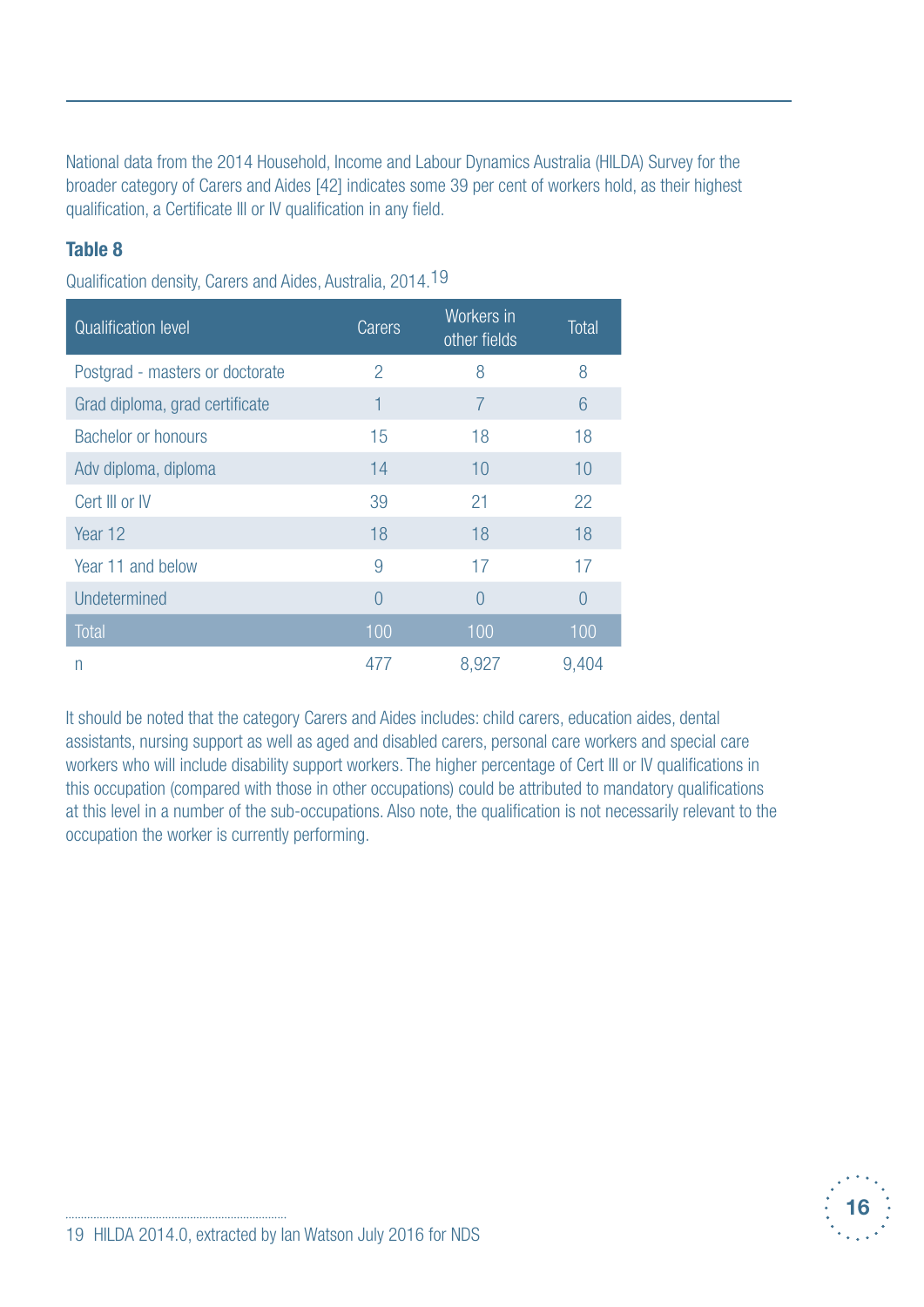National data from the 2014 Household, Income and Labour Dynamics Australia (HILDA) Survey for the broader category of Carers and Aides [42] indicates some 39 per cent of workers hold, as their highest qualification, a Certificate III or IV qualification in any field.

**Table 8**

Qualification density, Carers and Aides, Australia, 2014.[19]

| Qualification level | Carers | Workers in other fields | Total |
|---|---|---|---|
| Postgrad - masters or doctorate | 2 | 8 | 8 |
| Grad diploma, grad certificate | 1 | 7 | 6 |
| Bachelor or honours | 15 | 18 | 18 |
| Adv diploma, diploma | 14 | 10 | 10 |
| Cert III or IV | 39 | 21 | 22 |
| Year 12 | 18 | 18 | 18 |
| Year 11 and below | 9 | 17 | 17 |
| Undetermined | 0 | 0 | 0 |
| Total | 100 | 100 | 100 |
| n | 477 | 8,927 | 9,404 |

It should be noted that the category Carers and Aides includes: child carers, education aides, dental assistants, nursing support as well as aged and disabled carers, personal care workers and special care workers who will include disability support workers. The higher percentage of Cert III or IV qualifications in this occupation (compared with those in other occupations) could be attributed to mandatory qualifications at this level in a number of the sub-occupations. Also note, the qualification is not necessarily relevant to the occupation the worker is currently performing.

19 HILDA 2014.0, extracted by Ian Watson July 2016 for NDS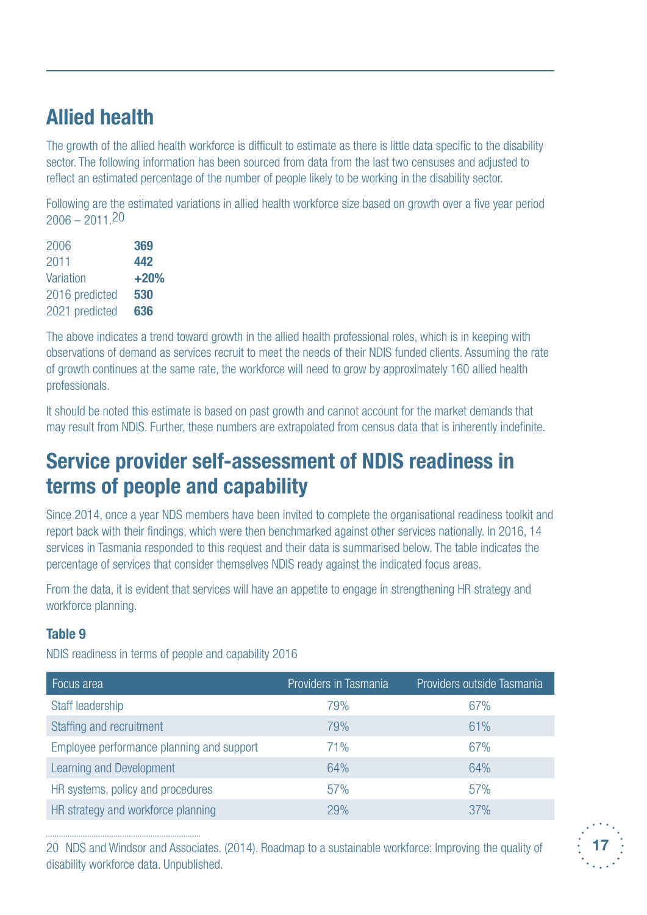## Allied health

The growth of the allied health workforce is difficult to estimate as there is little data specific to the disability sector. The following information has been sourced from data from the last two censuses and adjusted to reflect an estimated percentage of the number of people likely to be working in the disability sector.

Following are the estimated variations in allied health workforce size based on growth over a five year period 2006 – 2011.[20]

| | |
|---|---|
| 2006 | **369** |
| 2011 | **442** |
| Variation | **+20%** |
| 2016 predicted | **530** |
| 2021 predicted | **636** |

The above indicates a trend toward growth in the allied health professional roles, which is in keeping with observations of demand as services recruit to meet the needs of their NDIS funded clients. Assuming the rate of growth continues at the same rate, the workforce will need to grow by approximately 160 allied health professionals.

It should be noted this estimate is based on past growth and cannot account for the market demands that may result from NDIS. Further, these numbers are extrapolated from census data that is inherently indefinite.

## Service provider self-assessment of NDIS readiness in terms of people and capability

Since 2014, once a year NDS members have been invited to complete the organisational readiness toolkit and report back with their findings, which were then benchmarked against other services nationally. In 2016, 14 services in Tasmania responded to this request and their data is summarised below. The table indicates the percentage of services that consider themselves NDIS ready against the indicated focus areas.

From the data, it is evident that services will have an appetite to engage in strengthening HR strategy and workforce planning.

**Table 9**

NDIS readiness in terms of people and capability 2016

| Focus area | Providers in Tasmania | Providers outside Tasmania |
|---|---|---|
| Staff leadership | 79% | 67% |
| Staffing and recruitment | 79% | 61% |
| Employee performance planning and support | 71% | 67% |
| Learning and Development | 64% | 64% |
| HR systems, policy and procedures | 57% | 57% |
| HR strategy and workforce planning | 29% | 37% |

20 NDS and Windsor and Associates. (2014). Roadmap to a sustainable workforce: Improving the quality of disability workforce data. Unpublished.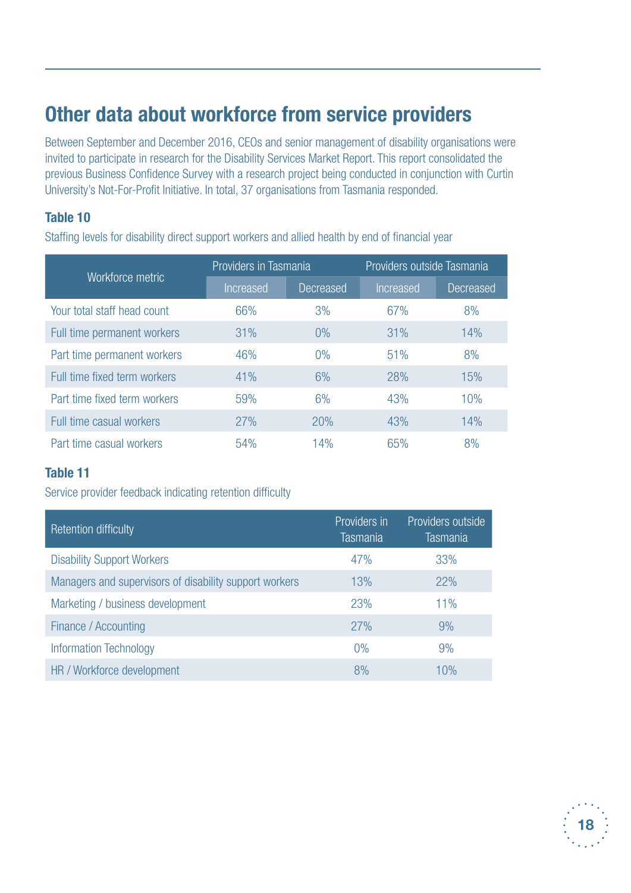## Other data about workforce from service providers

Between September and December 2016, CEOs and senior management of disability organisations were invited to participate in research for the Disability Services Market Report. This report consolidated the previous Business Confidence Survey with a research project being conducted in conjunction with Curtin University's Not-For-Profit Initiative. In total, 37 organisations from Tasmania responded.

**Table 10**

Staffing levels for disability direct support workers and allied health by end of financial year

| Workforce metric | Providers in Tasmania | | Providers outside Tasmania | |
|---|---|---|---|---|
| | Increased | Decreased | Increased | Decreased |
| Your total staff head count | 66% | 3% | 67% | 8% |
| Full time permanent workers | 31% | 0% | 31% | 14% |
| Part time permanent workers | 46% | 0% | 51% | 8% |
| Full time fixed term workers | 41% | 6% | 28% | 15% |
| Part time fixed term workers | 59% | 6% | 43% | 10% |
| Full time casual workers | 27% | 20% | 43% | 14% |
| Part time casual workers | 54% | 14% | 65% | 8% |

**Table 11**

Service provider feedback indicating retention difficulty

| Retention difficulty | Providers in Tasmania | Providers outside Tasmania |
|---|---|---|
| Disability Support Workers | 47% | 33% |
| Managers and supervisors of disability support workers | 13% | 22% |
| Marketing / business development | 23% | 11% |
| Finance / Accounting | 27% | 9% |
| Information Technology | 0% | 9% |
| HR / Workforce development | 8% | 10% |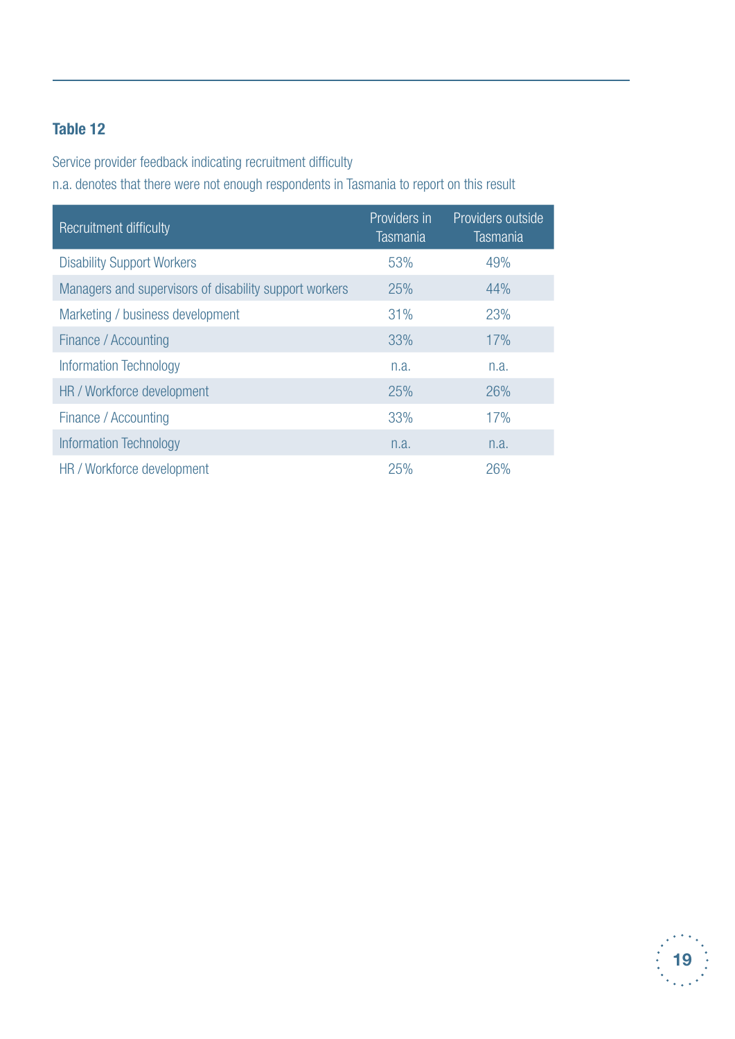#### Table 12

Service provider feedback indicating recruitment difficulty
n.a. denotes that there were not enough respondents in Tasmania to report on this result

| Recruitment difficulty | Providers in Tasmania | Providers outside Tasmania |
|---|---|---|
| Disability Support Workers | 53% | 49% |
| Managers and supervisors of disability support workers | 25% | 44% |
| Marketing / business development | 31% | 23% |
| Finance / Accounting | 33% | 17% |
| Information Technology | n.a. | n.a. |
| HR / Workforce development | 25% | 26% |
| Finance / Accounting | 33% | 17% |
| Information Technology | n.a. | n.a. |
| HR / Workforce development | 25% | 26% |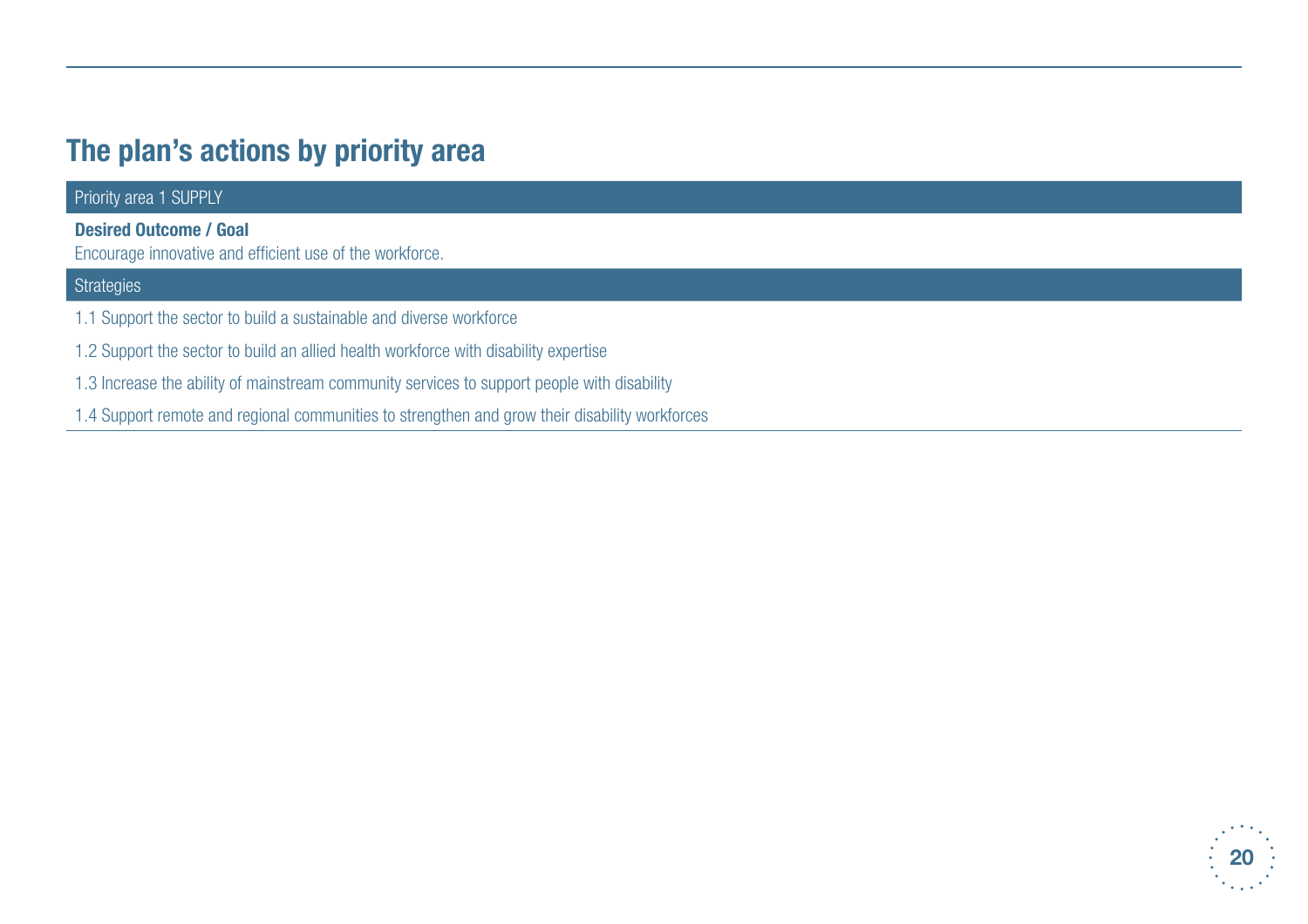## The plan's actions by priority area

| Priority area 1 SUPPLY |
|---|
| **Desired Outcome / Goal**<br>Encourage innovative and efficient use of the workforce. |
| **Strategies** |
| 1.1 Support the sector to build a sustainable and diverse workforce |
| 1.2 Support the sector to build an allied health workforce with disability expertise |
| 1.3 Increase the ability of mainstream community services to support people with disability |
| 1.4 Support remote and regional communities to strengthen and grow their disability workforces |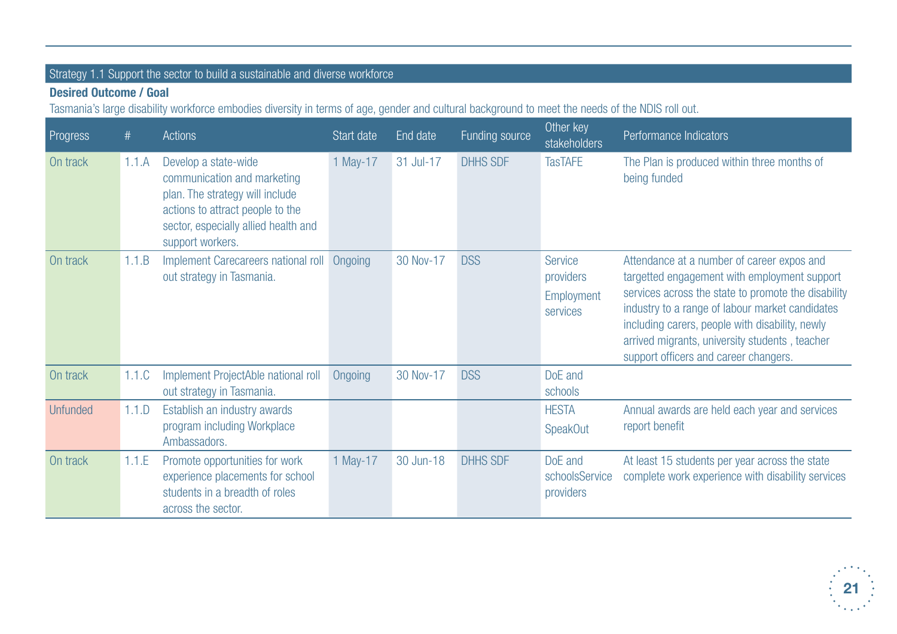Strategy 1.1 Support the sector to build a sustainable and diverse workforce

**Desired Outcome / Goal**

Tasmania's large disability workforce embodies diversity in terms of age, gender and cultural background to meet the needs of the NDIS roll out.

| Progress | # | Actions | Start date | End date | Funding source | Other key stakeholders | Performance Indicators |
|---|---|---|---|---|---|---|---|
| On track | 1.1.A | Develop a state-wide communication and marketing plan. The strategy will include actions to attract people to the sector, especially allied health and support workers. | 1 May-17 | 31 Jul-17 | DHHS SDF | TasTAFE | The Plan is produced within three months of being funded |
| On track | 1.1.B | Implement Carecareers national roll out strategy in Tasmania. | Ongoing | 30 Nov-17 | DSS | Service providers Employment services | Attendance at a number of career expos and targetted engagement with employment support services across the state to promote the disability industry to a range of labour market candidates including carers, people with disability, newly arrived migrants, university students , teacher support officers and career changers. |
| On track | 1.1.C | Implement ProjectAble national roll out strategy in Tasmania. | Ongoing | 30 Nov-17 | DSS | DoE and schools | |
| Unfunded | 1.1.D | Establish an industry awards program including Workplace Ambassadors. | | | | HESTA SpeakOut | Annual awards are held each year and services report benefit |
| On track | 1.1.E | Promote opportunities for work experience placements for school students in a breadth of roles across the sector. | 1 May-17 | 30 Jun-18 | DHHS SDF | DoE and schoolsService providers | At least 15 students per year across the state complete work experience with disability services |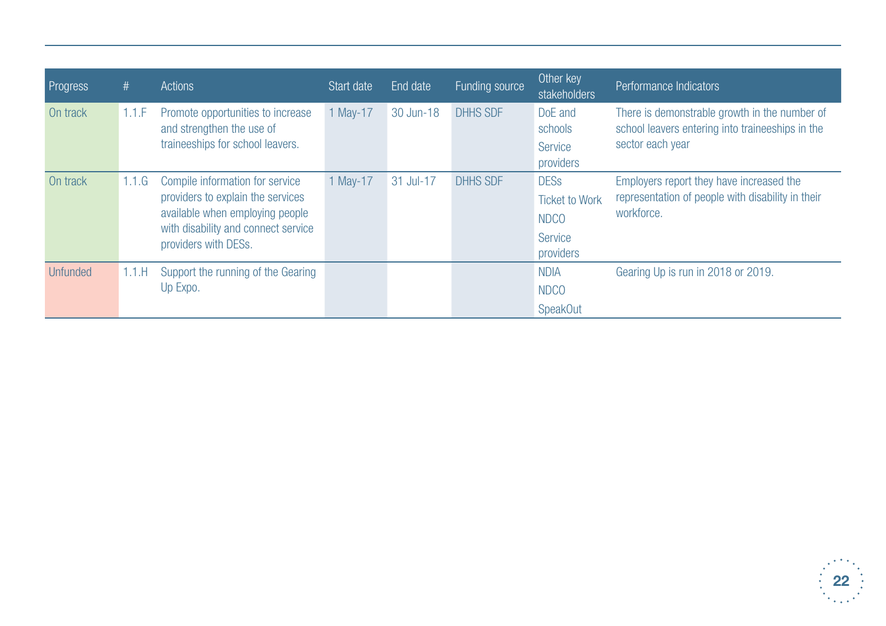| Progress | # | Actions | Start date | End date | Funding source | Other key stakeholders | Performance Indicators |
|---|---|---|---|---|---|---|---|
| On track | 1.1.F | Promote opportunities to increase and strengthen the use of traineeships for school leavers. | 1 May-17 | 30 Jun-18 | DHHS SDF | DoE and schools<br>Service providers | There is demonstrable growth in the number of school leavers entering into traineeships in the sector each year |
| On track | 1.1.G | Compile information for service providers to explain the services available when employing people with disability and connect service providers with DESs. | 1 May-17 | 31 Jul-17 | DHHS SDF | DESs<br>Ticket to Work<br>NDCO<br>Service providers | Employers report they have increased the representation of people with disability in their workforce. |
| Unfunded | 1.1.H | Support the running of the Gearing Up Expo. | | | | NDIA<br>NDCO<br>SpeakOut | Gearing Up is run in 2018 or 2019. |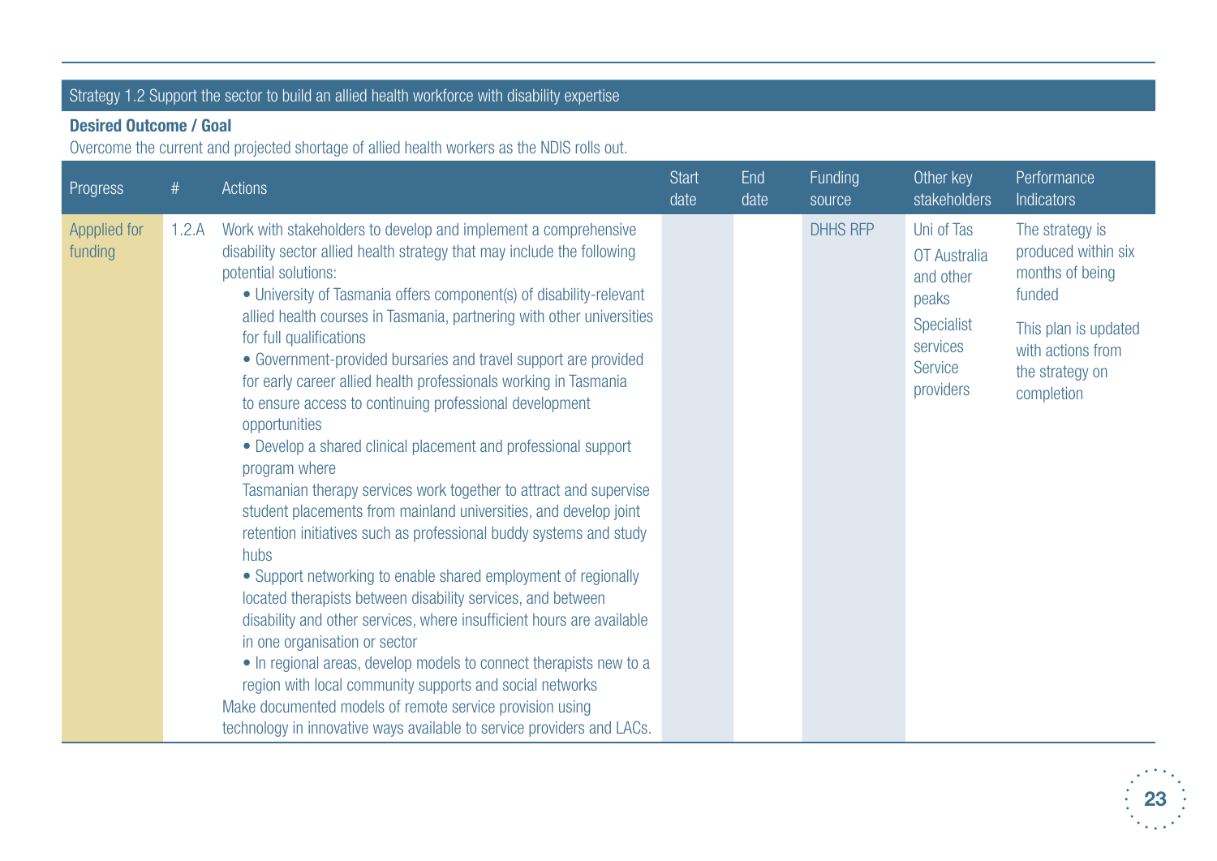## Strategy 1.2 Support the sector to build an allied health workforce with disability expertise

**Desired Outcome / Goal**

Overcome the current and projected shortage of allied health workers as the NDIS rolls out.

| Progress | # | Actions | Start date | End date | Funding source | Other key stakeholders | Performance Indicators |
|---|---|---|---|---|---|---|---|
| Appplied for funding | 1.2.A | Work with stakeholders to develop and implement a comprehensive disability sector allied health strategy that may include the following potential solutions:<br>• University of Tasmania offers component(s) of disability-relevant allied health courses in Tasmania, partnering with other universities for full qualifications<br>• Government-provided bursaries and travel support are provided for early career allied health professionals working in Tasmania to ensure access to continuing professional development opportunities<br>• Develop a shared clinical placement and professional support program where Tasmanian therapy services work together to attract and supervise student placements from mainland universities, and develop joint retention initiatives such as professional buddy systems and study hubs<br>• Support networking to enable shared employment of regionally located therapists between disability services, and between disability and other services, where insufficient hours are available in one organisation or sector<br>• In regional areas, develop models to connect therapists new to a region with local community supports and social networks<br>Make documented models of remote service provision using technology in innovative ways available to service providers and LACs. | | | DHHS RFP | Uni of Tas<br>OT Australia and other peaks<br>Specialist services<br>Service providers | The strategy is produced within six months of being funded<br>This plan is updated with actions from the strategy on completion |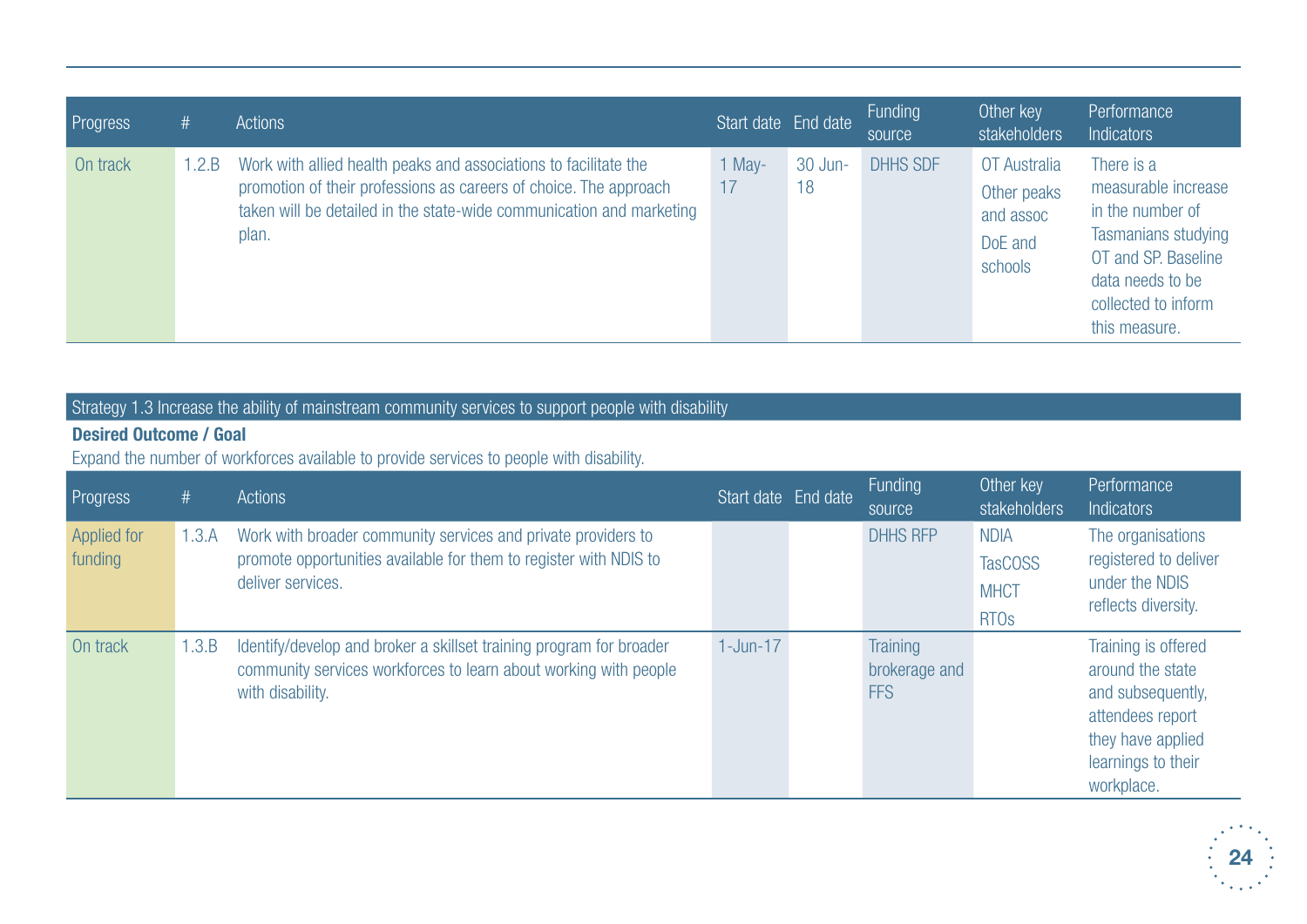| Progress | # | Actions | Start date | End date | Funding source | Other key stakeholders | Performance Indicators |
|---|---|---|---|---|---|---|---|
| On track | 1.2.B | Work with allied health peaks and associations to facilitate the promotion of their professions as careers of choice. The approach taken will be detailed in the state-wide communication and marketing plan. | 1 May-17 | 30 Jun-18 | DHHS SDF | OT Australia<br>Other peaks and assoc<br>DoE and schools | There is a measurable increase in the number of Tasmanians studying OT and SP. Baseline data needs to be collected to inform this measure. |

Strategy 1.3 Increase the ability of mainstream community services to support people with disability

**Desired Outcome / Goal**

Expand the number of workforces available to provide services to people with disability.

| Progress | # | Actions | Start date | End date | Funding source | Other key stakeholders | Performance Indicators |
|---|---|---|---|---|---|---|---|
| Applied for funding | 1.3.A | Work with broader community services and private providers to promote opportunities available for them to register with NDIS to deliver services. | | | DHHS RFP | NDIA<br>TasCOSS<br>MHCT<br>RTOs | The organisations registered to deliver under the NDIS reflects diversity. |
| On track | 1.3.B | Identify/develop and broker a skillset training program for broader community services workforces to learn about working with people with disability. | 1-Jun-17 | | Training brokerage and FFS | | Training is offered around the state and subsequently, attendees report they have applied learnings to their workplace. |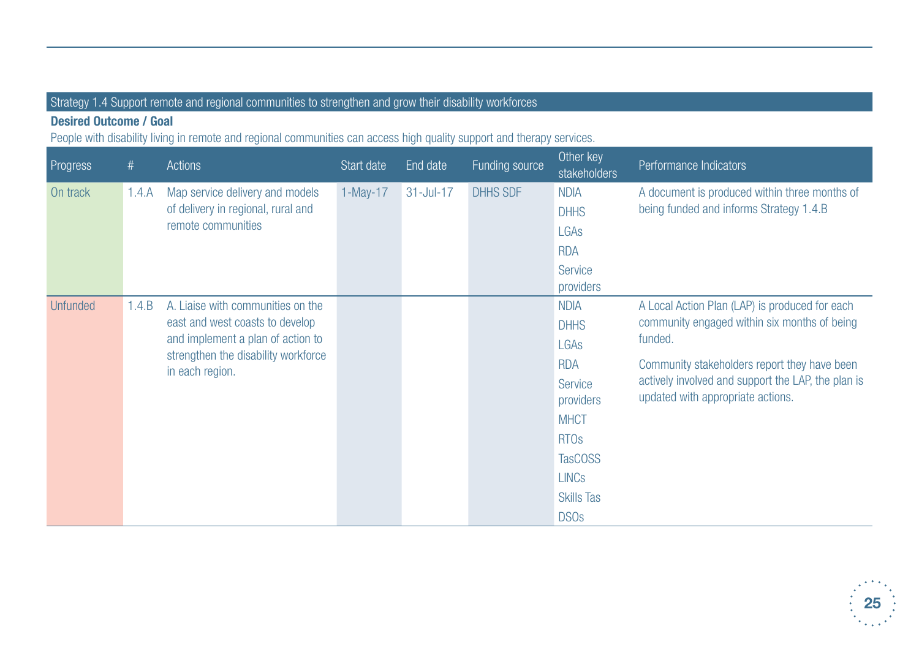## Strategy 1.4 Support remote and regional communities to strengthen and grow their disability workforces

**Desired Outcome / Goal**

People with disability living in remote and regional communities can access high quality support and therapy services.

| Progress | # | Actions | Start date | End date | Funding source | Other key stakeholders | Performance Indicators |
|---|---|---|---|---|---|---|---|
| On track | 1.4.A | Map service delivery and models of delivery in regional, rural and remote communities | 1-May-17 | 31-Jul-17 | DHHS SDF | NDIA<br>DHHS<br>LGAs<br>RDA<br>Service providers | A document is produced within three months of being funded and informs Strategy 1.4.B |
| Unfunded | 1.4.B | A. Liaise with communities on the east and west coasts to develop and implement a plan of action to strengthen the disability workforce in each region. | | | | NDIA<br>DHHS<br>LGAs<br>RDA<br>Service providers<br>MHCT<br>RTOs<br>TasCOSS<br>LINCs<br>Skills Tas<br>DSOs | A Local Action Plan (LAP) is produced for each community engaged within six months of being funded.<br><br>Community stakeholders report they have been actively involved and support the LAP, the plan is updated with appropriate actions. |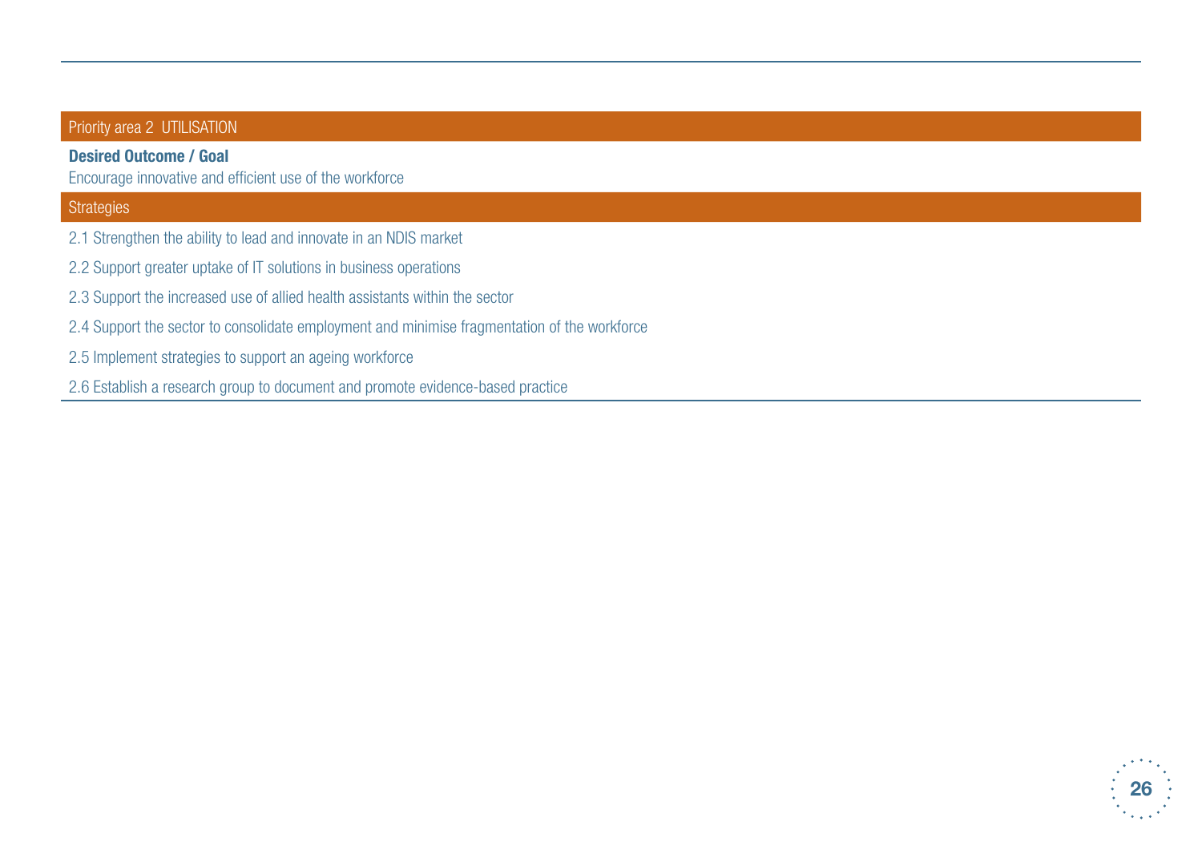## Priority area 2 UTILISATION

**Desired Outcome / Goal**

Encourage innovative and efficient use of the workforce

### Strategies

2.1 Strengthen the ability to lead and innovate in an NDIS market

2.2 Support greater uptake of IT solutions in business operations

2.3 Support the increased use of allied health assistants within the sector

2.4 Support the sector to consolidate employment and minimise fragmentation of the workforce

2.5 Implement strategies to support an ageing workforce

2.6 Establish a research group to document and promote evidence-based practice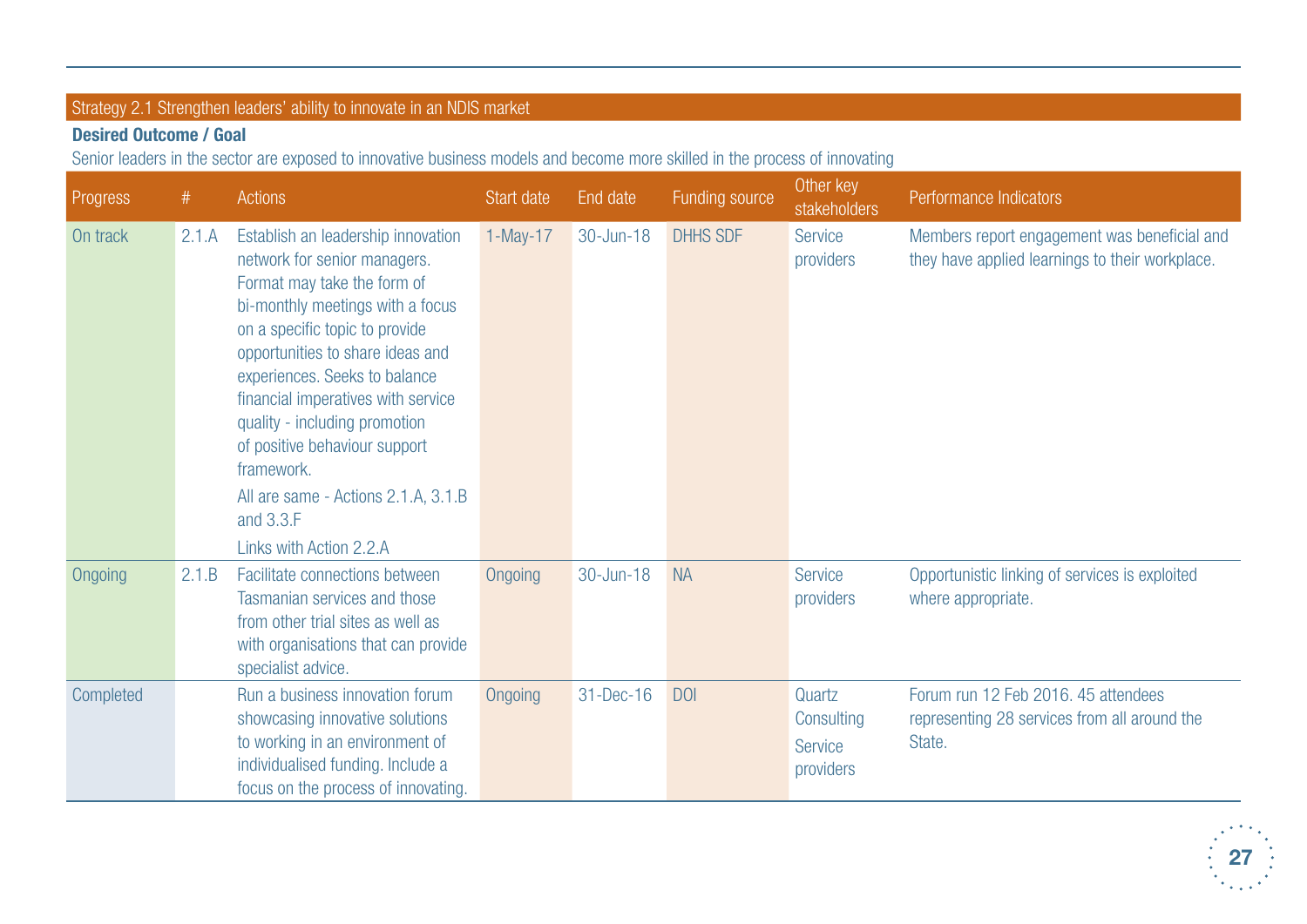## Strategy 2.1 Strengthen leaders' ability to innovate in an NDIS market

**Desired Outcome / Goal**

Senior leaders in the sector are exposed to innovative business models and become more skilled in the process of innovating

| Progress | # | Actions | Start date | End date | Funding source | Other key stakeholders | Performance Indicators |
|---|---|---|---|---|---|---|---|
| On track | 2.1.A | Establish an leadership innovation network for senior managers. Format may take the form of bi-monthly meetings with a focus on a specific topic to provide opportunities to share ideas and experiences. Seeks to balance financial imperatives with service quality - including promotion of positive behaviour support framework. All are same - Actions 2.1.A, 3.1.B and 3.3.F Links with Action 2.2.A | 1-May-17 | 30-Jun-18 | DHHS SDF | Service providers | Members report engagement was beneficial and they have applied learnings to their workplace. |
| Ongoing | 2.1.B | Facilitate connections between Tasmanian services and those from other trial sites as well as with organisations that can provide specialist advice. | Ongoing | 30-Jun-18 | NA | Service providers | Opportunistic linking of services is exploited where appropriate. |
| Completed | | Run a business innovation forum showcasing innovative solutions to working in an environment of individualised funding. Include a focus on the process of innovating. | Ongoing | 31-Dec-16 | DOI | Quartz Consulting Service providers | Forum run 12 Feb 2016. 45 attendees representing 28 services from all around the State. |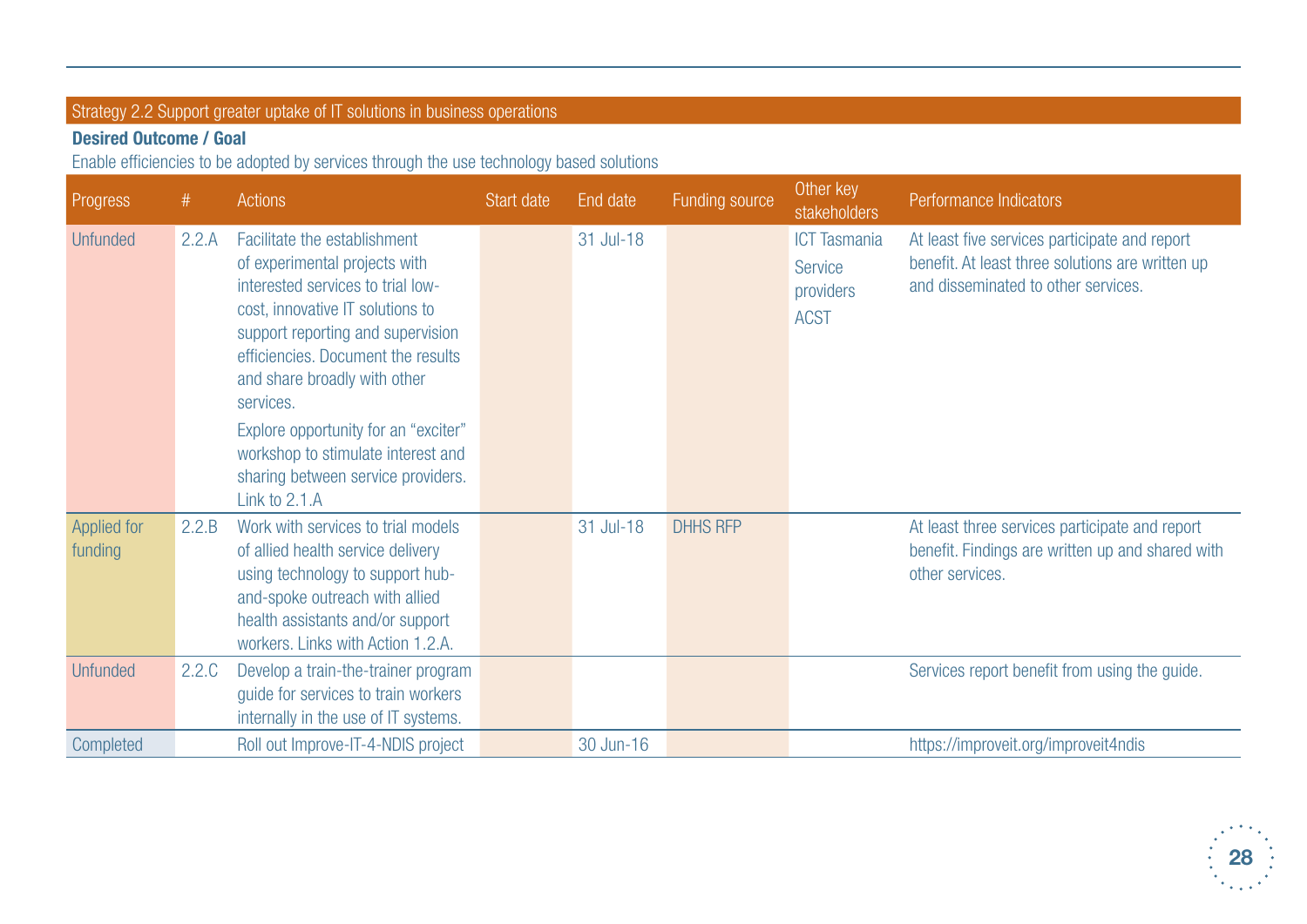## Strategy 2.2 Support greater uptake of IT solutions in business operations

**Desired Outcome / Goal**

Enable efficiencies to be adopted by services through the use technology based solutions

| Progress | # | Actions | Start date | End date | Funding source | Other key stakeholders | Performance Indicators |
|---|---|---|---|---|---|---|---|
| Unfunded | 2.2.A | Facilitate the establishment of experimental projects with interested services to trial low-cost, innovative IT solutions to support reporting and supervision efficiencies. Document the results and share broadly with other services.<br>Explore opportunity for an "exciter" workshop to stimulate interest and sharing between service providers. Link to 2.1.A | | 31 Jul-18 | | ICT Tasmania<br>Service providers<br>ACST | At least five services participate and report benefit. At least three solutions are written up and disseminated to other services. |
| Applied for funding | 2.2.B | Work with services to trial models of allied health service delivery using technology to support hub-and-spoke outreach with allied health assistants and/or support workers. Links with Action 1.2.A. | | 31 Jul-18 | DHHS RFP | | At least three services participate and report benefit. Findings are written up and shared with other services. |
| Unfunded | 2.2.C | Develop a train-the-trainer program guide for services to train workers internally in the use of IT systems. | | | | | Services report benefit from using the guide. |
| Completed | | Roll out Improve-IT-4-NDIS project | | 30 Jun-16 | | | https://improveit.org/improveit4ndis |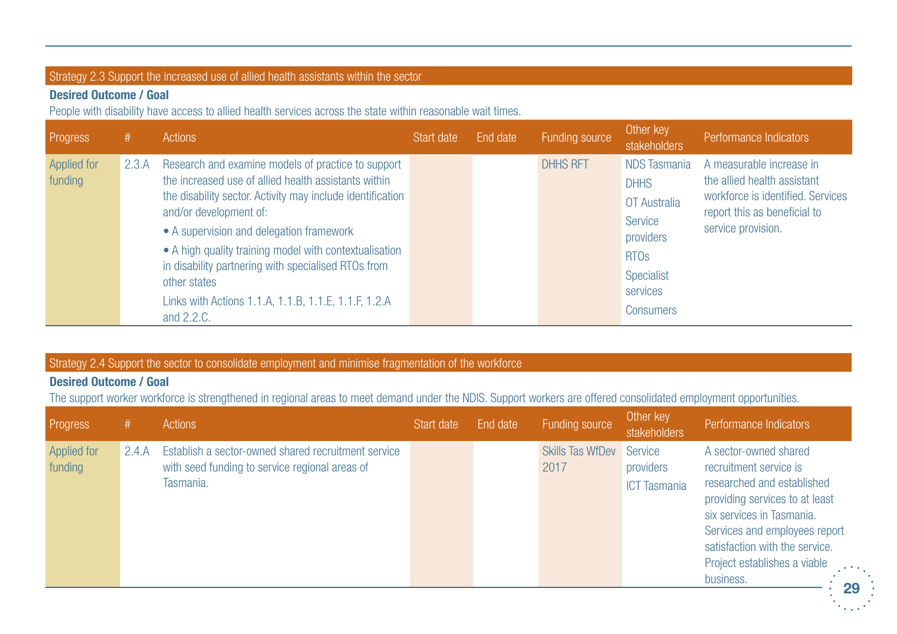## Strategy 2.3 Support the increased use of allied health assistants within the sector

**Desired Outcome / Goal**

People with disability have access to allied health services across the state within reasonable wait times.

| Progress | # | Actions | Start date | End date | Funding source | Other key stakeholders | Performance Indicators |
|---|---|---|---|---|---|---|---|
| Applied for funding | 2.3.A | Research and examine models of practice to support the increased use of allied health assistants within the disability sector. Activity may include identification and/or development of:<br>• A supervision and delegation framework<br>• A high quality training model with contextualisation in disability partnering with specialised RTOs from other states<br>Links with Actions 1.1.A, 1.1.B, 1.1.E, 1.1.F, 1.2.A and 2.2.C. | | | DHHS RFT | NDS Tasmania<br>DHHS<br>OT Australia<br>Service providers<br>RTOs<br>Specialist services<br>Consumers | A measurable increase in the allied health assistant workforce is identified. Services report this as beneficial to service provision. |

## Strategy 2.4 Support the sector to consolidate employment and minimise fragmentation of the workforce

**Desired Outcome / Goal**

The support worker workforce is strengthened in regional areas to meet demand under the NDIS. Support workers are offered consolidated employment opportunities.

| Progress | # | Actions | Start date | End date | Funding source | Other key stakeholders | Performance Indicators |
|---|---|---|---|---|---|---|---|
| Applied for funding | 2.4.A | Establish a sector-owned shared recruitment service with seed funding to service regional areas of Tasmania. | | | Skills Tas WfDev 2017 | Service providers<br>ICT Tasmania | A sector-owned shared recruitment service is researched and established providing services to at least six services in Tasmania. Services and employees report satisfaction with the service. Project establishes a viable business. |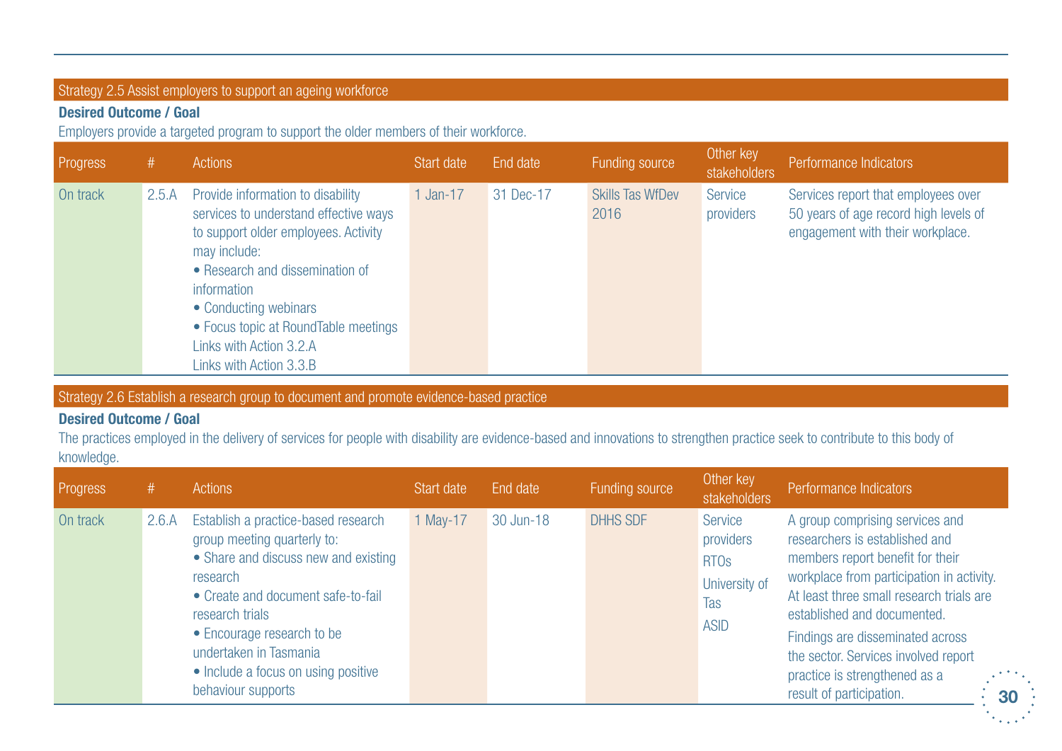### Strategy 2.5 Assist employers to support an ageing workforce

**Desired Outcome / Goal**

Employers provide a targeted program to support the older members of their workforce.

| Progress | # | Actions | Start date | End date | Funding source | Other key stakeholders | Performance Indicators |
|---|---|---|---|---|---|---|---|
| On track | 2.5.A | Provide information to disability services to understand effective ways to support older employees. Activity may include:<br>• Research and dissemination of information<br>• Conducting webinars<br>• Focus topic at RoundTable meetings<br>Links with Action 3.2.A<br>Links with Action 3.3.B | 1 Jan-17 | 31 Dec-17 | Skills Tas WfDev 2016 | Service providers | Services report that employees over 50 years of age record high levels of engagement with their workplace. |

### Strategy 2.6 Establish a research group to document and promote evidence-based practice

**Desired Outcome / Goal**

The practices employed in the delivery of services for people with disability are evidence-based and innovations to strengthen practice seek to contribute to this body of knowledge.

| Progress | # | Actions | Start date | End date | Funding source | Other key stakeholders | Performance Indicators |
|---|---|---|---|---|---|---|---|
| On track | 2.6.A | Establish a practice-based research group meeting quarterly to:<br>• Share and discuss new and existing research<br>• Create and document safe-to-fail research trials<br>• Encourage research to be undertaken in Tasmania<br>• Include a focus on using positive behaviour supports | 1 May-17 | 30 Jun-18 | DHHS SDF | Service providers<br>RTOs<br>University of Tas<br>ASID | A group comprising services and researchers is established and members report benefit for their workplace from participation in activity. At least three small research trials are established and documented.<br>Findings are disseminated across the sector. Services involved report practice is strengthened as a result of participation. |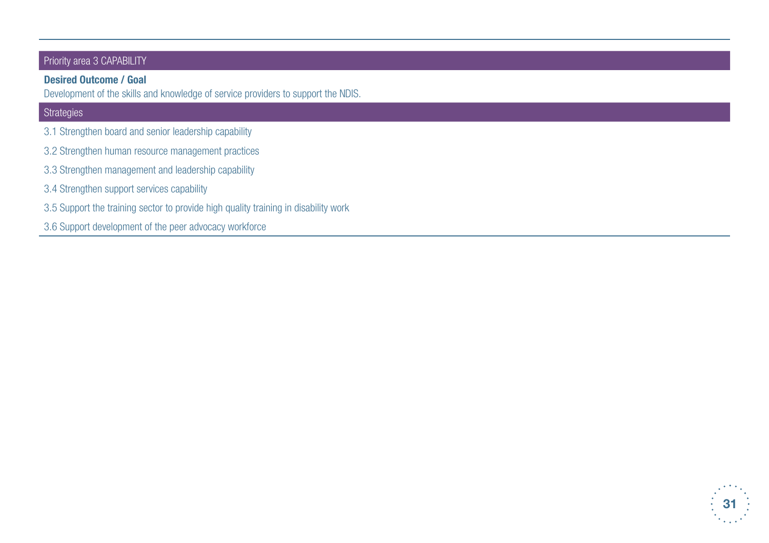## Priority area 3 CAPABILITY

**Desired Outcome / Goal**

Development of the skills and knowledge of service providers to support the NDIS.

### Strategies

3.1 Strengthen board and senior leadership capability

3.2 Strengthen human resource management practices

3.3 Strengthen management and leadership capability

3.4 Strengthen support services capability

3.5 Support the training sector to provide high quality training in disability work

3.6 Support development of the peer advocacy workforce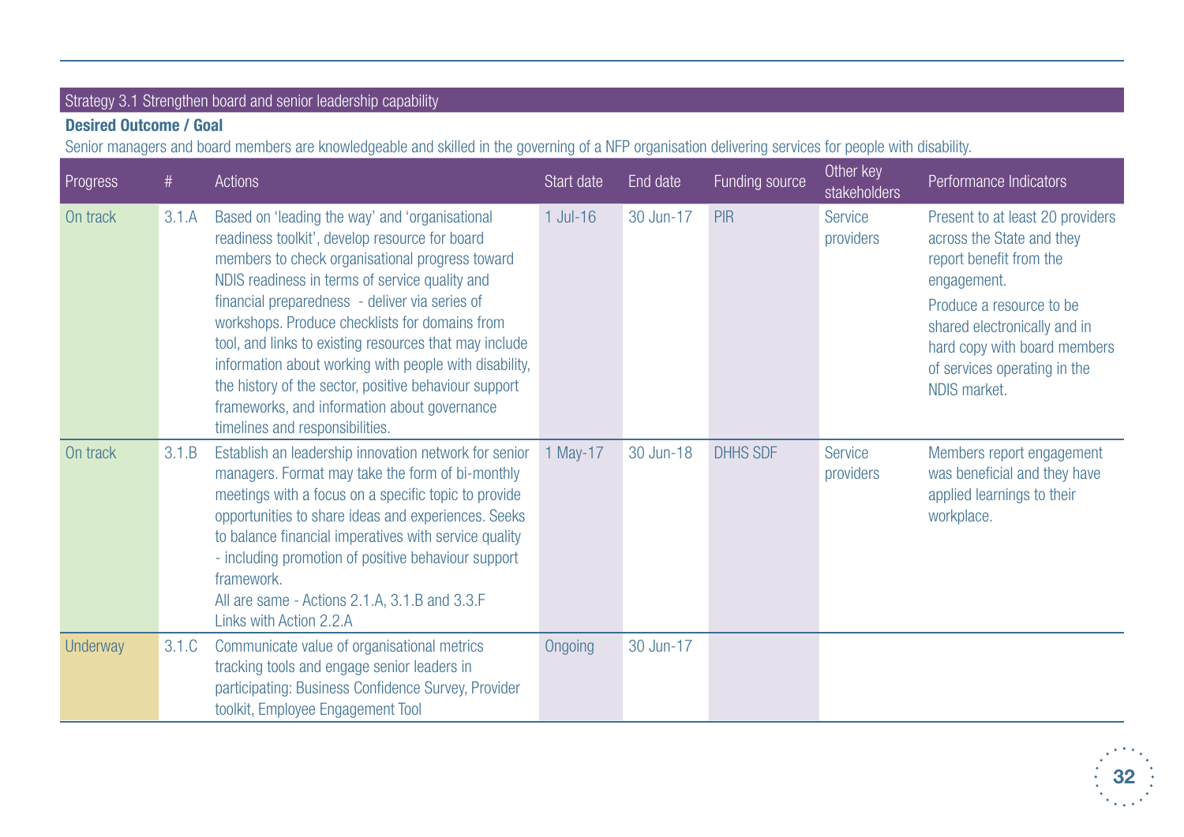## Strategy 3.1 Strengthen board and senior leadership capability

**Desired Outcome / Goal**

Senior managers and board members are knowledgeable and skilled in the governing of a NFP organisation delivering services for people with disability.

| Progress | # | Actions | Start date | End date | Funding source | Other key stakeholders | Performance Indicators |
|---|---|---|---|---|---|---|---|
| On track | 3.1.A | Based on 'leading the way' and 'organisational readiness toolkit', develop resource for board members to check organisational progress toward NDIS readiness in terms of service quality and financial preparedness - deliver via series of workshops. Produce checklists for domains from tool, and links to existing resources that may include information about working with people with disability, the history of the sector, positive behaviour support frameworks, and information about governance timelines and responsibilities. | 1 Jul-16 | 30 Jun-17 | PIR | Service providers | Present to at least 20 providers across the State and they report benefit from the engagement.<br>Produce a resource to be shared electronically and in hard copy with board members of services operating in the NDIS market. |
| On track | 3.1.B | Establish an leadership innovation network for senior managers. Format may take the form of bi-monthly meetings with a focus on a specific topic to provide opportunities to share ideas and experiences. Seeks to balance financial imperatives with service quality - including promotion of positive behaviour support framework.<br>All are same - Actions 2.1.A, 3.1.B and 3.3.F<br>Links with Action 2.2.A | 1 May-17 | 30 Jun-18 | DHHS SDF | Service providers | Members report engagement was beneficial and they have applied learnings to their workplace. |
| Underway | 3.1.C | Communicate value of organisational metrics tracking tools and engage senior leaders in participating: Business Confidence Survey, Provider toolkit, Employee Engagement Tool | Ongoing | 30 Jun-17 | | | |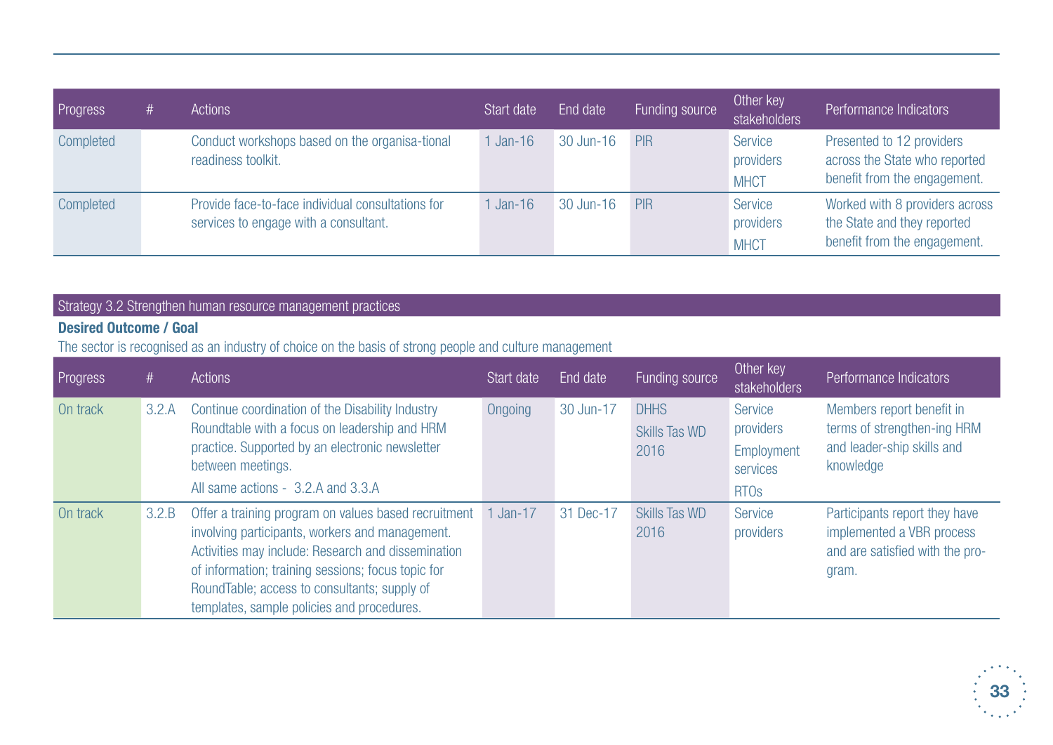| Progress | # | Actions | Start date | End date | Funding source | Other key stakeholders | Performance Indicators |
|---|---|---|---|---|---|---|---|
| Completed | | Conduct workshops based on the organisa-tional readiness toolkit. | 1 Jan-16 | 30 Jun-16 | PIR | Service providers MHCT | Presented to 12 providers across the State who reported benefit from the engagement. |
| Completed | | Provide face-to-face individual consultations for services to engage with a consultant. | 1 Jan-16 | 30 Jun-16 | PIR | Service providers MHCT | Worked with 8 providers across the State and they reported benefit from the engagement. |

Strategy 3.2 Strengthen human resource management practices

**Desired Outcome / Goal**

The sector is recognised as an industry of choice on the basis of strong people and culture management

| Progress | # | Actions | Start date | End date | Funding source | Other key stakeholders | Performance Indicators |
|---|---|---|---|---|---|---|---|
| On track | 3.2.A | Continue coordination of the Disability Industry Roundtable with a focus on leadership and HRM practice. Supported by an electronic newsletter between meetings. All same actions - 3.2.A and 3.3.A | Ongoing | 30 Jun-17 | DHHS Skills Tas WD 2016 | Service providers Employment services RTOs | Members report benefit in terms of strengthen-ing HRM and leader-ship skills and knowledge |
| On track | 3.2.B | Offer a training program on values based recruitment involving participants, workers and management. Activities may include: Research and dissemination of information; training sessions; focus topic for RoundTable; access to consultants; supply of templates, sample policies and procedures. | 1 Jan-17 | 31 Dec-17 | Skills Tas WD 2016 | Service providers | Participants report they have implemented a VBR process and are satisfied with the pro-gram. |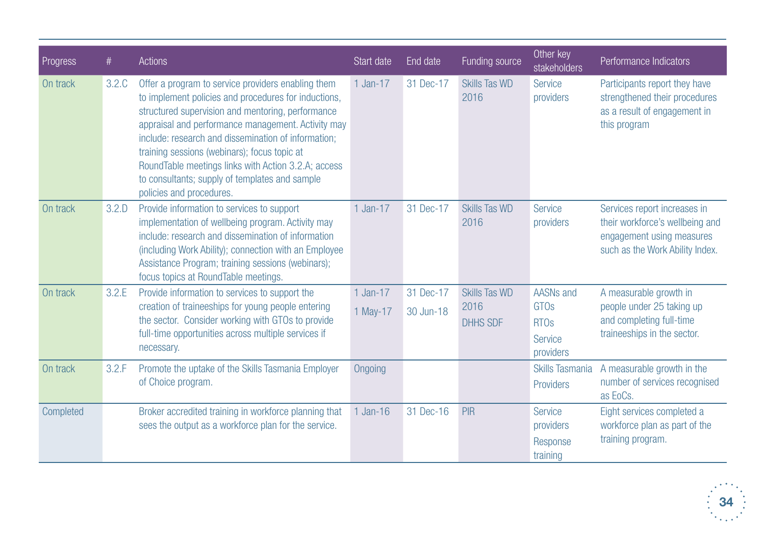| Progress | # | Actions | Start date | End date | Funding source | Other key stakeholders | Performance Indicators |
|---|---|---|---|---|---|---|---|
| On track | 3.2.C | Offer a program to service providers enabling them to implement policies and procedures for inductions, structured supervision and mentoring, performance appraisal and performance management. Activity may include: research and dissemination of information; training sessions (webinars); focus topic at RoundTable meetings links with Action 3.2.A; access to consultants; supply of templates and sample policies and procedures. | 1 Jan-17 | 31 Dec-17 | Skills Tas WD 2016 | Service providers | Participants report they have strengthened their procedures as a result of engagement in this program |
| On track | 3.2.D | Provide information to services to support implementation of wellbeing program. Activity may include: research and dissemination of information (including Work Ability); connection with an Employee Assistance Program; training sessions (webinars); focus topics at RoundTable meetings. | 1 Jan-17 | 31 Dec-17 | Skills Tas WD 2016 | Service providers | Services report increases in their workforce's wellbeing and engagement using measures such as the Work Ability Index. |
| On track | 3.2.E | Provide information to services to support the creation of traineeships for young people entering the sector. Consider working with GTOs to provide full-time opportunities across multiple services if necessary. | 1 Jan-17<br>1 May-17 | 31 Dec-17<br>30 Jun-18 | Skills Tas WD 2016<br>DHHS SDF | AASNs and GTOs<br>RTOs<br>Service providers | A measurable growth in people under 25 taking up and completing full-time traineeships in the sector. |
| On track | 3.2.F | Promote the uptake of the Skills Tasmania Employer of Choice program. | Ongoing | | | Skills Tasmania<br>Providers | A measurable growth in the number of services recognised as EoCs. |
| Completed | | Broker accredited training in workforce planning that sees the output as a workforce plan for the service. | 1 Jan-16 | 31 Dec-16 | PIR | Service providers<br>Response training | Eight services completed a workforce plan as part of the training program. |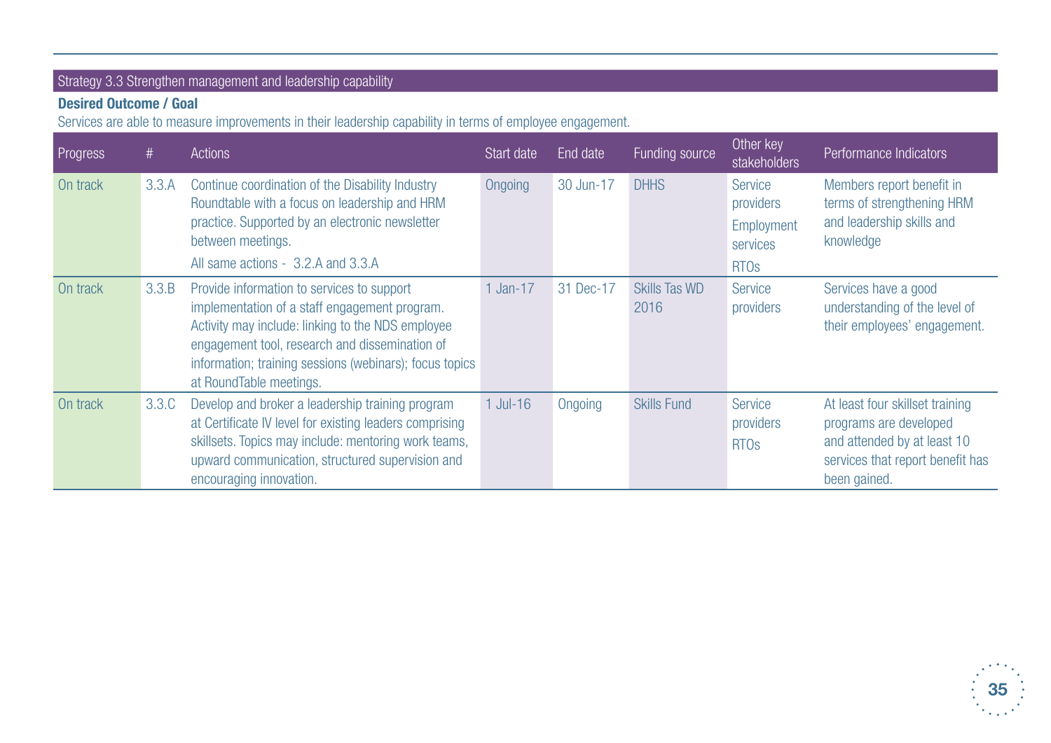## Strategy 3.3 Strengthen management and leadership capability

**Desired Outcome / Goal**

Services are able to measure improvements in their leadership capability in terms of employee engagement.

| Progress | # | Actions | Start date | End date | Funding source | Other key stakeholders | Performance Indicators |
|---|---|---|---|---|---|---|---|
| On track | 3.3.A | Continue coordination of the Disability Industry Roundtable with a focus on leadership and HRM practice. Supported by an electronic newsletter between meetings. All same actions - 3.2.A and 3.3.A | Ongoing | 30 Jun-17 | DHHS | Service providers Employment services RTOs | Members report benefit in terms of strengthening HRM and leadership skills and knowledge |
| On track | 3.3.B | Provide information to services to support implementation of a staff engagement program. Activity may include: linking to the NDS employee engagement tool, research and dissemination of information; training sessions (webinars); focus topics at RoundTable meetings. | 1 Jan-17 | 31 Dec-17 | Skills Tas WD 2016 | Service providers | Services have a good understanding of the level of their employees' engagement. |
| On track | 3.3.C | Develop and broker a leadership training program at Certificate IV level for existing leaders comprising skillsets. Topics may include: mentoring work teams, upward communication, structured supervision and encouraging innovation. | 1 Jul-16 | Ongoing | Skills Fund | Service providers RTOs | At least four skillset training programs are developed and attended by at least 10 services that report benefit has been gained. |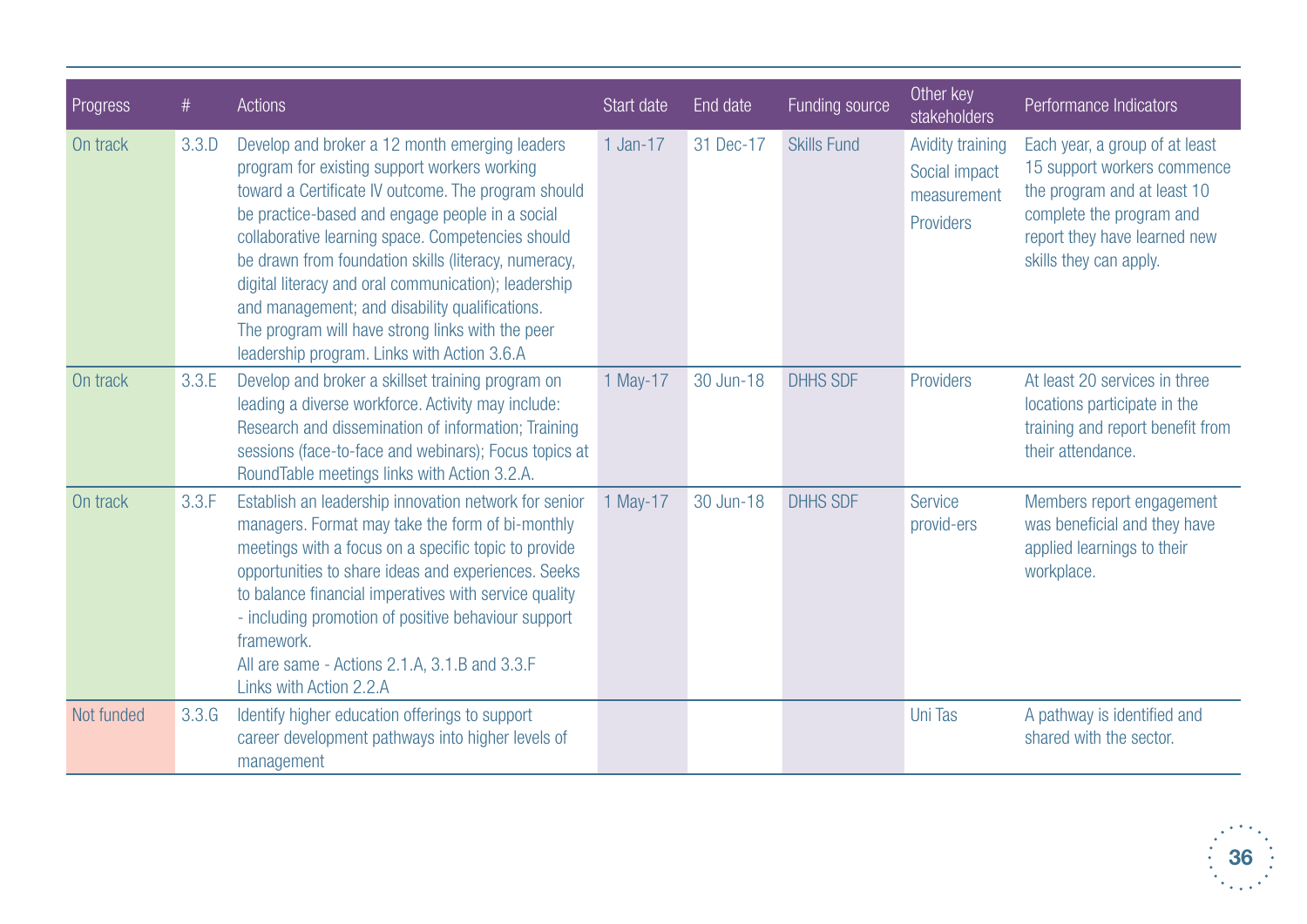| Progress | # | Actions | Start date | End date | Funding source | Other key stakeholders | Performance Indicators |
|---|---|---|---|---|---|---|---|
| On track | 3.3.D | Develop and broker a 12 month emerging leaders program for existing support workers working toward a Certificate IV outcome. The program should be practice-based and engage people in a social collaborative learning space. Competencies should be drawn from foundation skills (literacy, numeracy, digital literacy and oral communication); leadership and management; and disability qualifications. The program will have strong links with the peer leadership program. Links with Action 3.6.A | 1 Jan-17 | 31 Dec-17 | Skills Fund | Avidity training Social impact measurement Providers | Each year, a group of at least 15 support workers commence the program and at least 10 complete the program and report they have learned new skills they can apply. |
| On track | 3.3.E | Develop and broker a skillset training program on leading a diverse workforce. Activity may include: Research and dissemination of information; Training sessions (face-to-face and webinars); Focus topics at RoundTable meetings links with Action 3.2.A. | 1 May-17 | 30 Jun-18 | DHHS SDF | Providers | At least 20 services in three locations participate in the training and report benefit from their attendance. |
| On track | 3.3.F | Establish an leadership innovation network for senior managers. Format may take the form of bi-monthly meetings with a focus on a specific topic to provide opportunities to share ideas and experiences. Seeks to balance financial imperatives with service quality - including promotion of positive behaviour support framework. All are same - Actions 2.1.A, 3.1.B and 3.3.F Links with Action 2.2.A | 1 May-17 | 30 Jun-18 | DHHS SDF | Service provid-ers | Members report engagement was beneficial and they have applied learnings to their workplace. |
| Not funded | 3.3.G | Identify higher education offerings to support career development pathways into higher levels of management | | | | Uni Tas | A pathway is identified and shared with the sector. |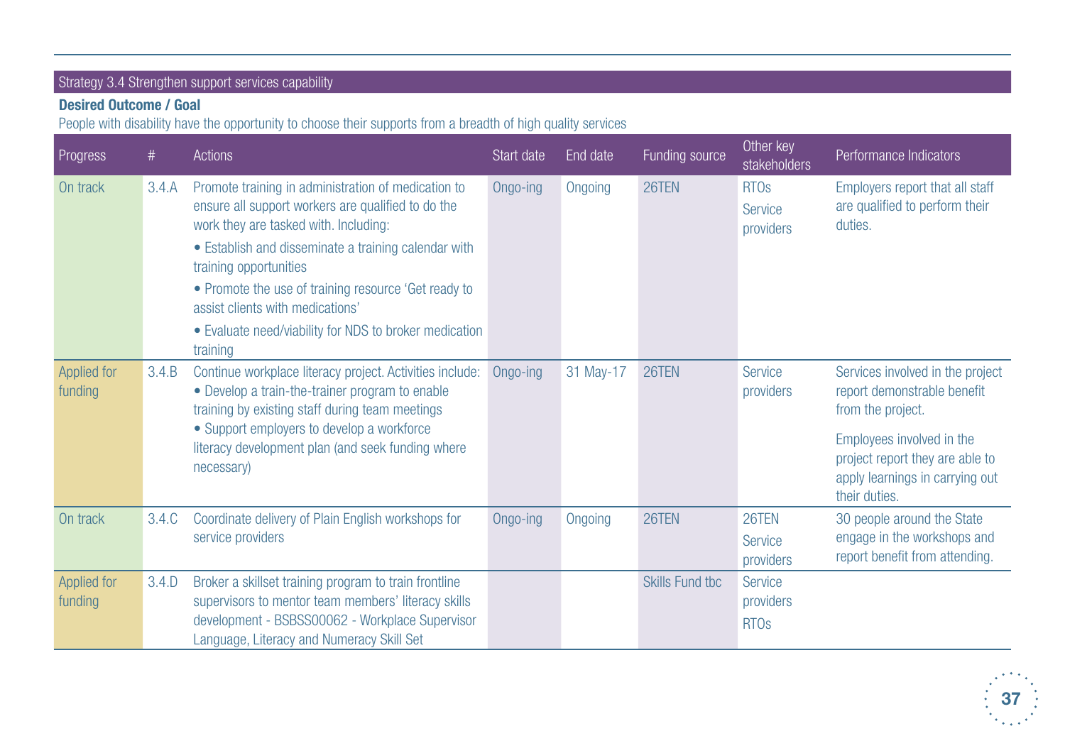## Strategy 3.4 Strengthen support services capability

**Desired Outcome / Goal**

People with disability have the opportunity to choose their supports from a breadth of high quality services

| Progress | # | Actions | Start date | End date | Funding source | Other key stakeholders | Performance Indicators |
|---|---|---|---|---|---|---|---|
| On track | 3.4.A | Promote training in administration of medication to ensure all support workers are qualified to do the work they are tasked with. Including:<br>• Establish and disseminate a training calendar with training opportunities<br>• Promote the use of training resource 'Get ready to assist clients with medications'<br>• Evaluate need/viability for NDS to broker medication training | Ongo-ing | Ongoing | 26TEN | RTOs<br>Service providers | Employers report that all staff are qualified to perform their duties. |
| Applied for funding | 3.4.B | Continue workplace literacy project. Activities include:<br>• Develop a train-the-trainer program to enable training by existing staff during team meetings<br>• Support employers to develop a workforce literacy development plan (and seek funding where necessary) | Ongo-ing | 31 May-17 | 26TEN | Service providers | Services involved in the project report demonstrable benefit from the project.<br>Employees involved in the project report they are able to apply learnings in carrying out their duties. |
| On track | 3.4.C | Coordinate delivery of Plain English workshops for service providers | Ongo-ing | Ongoing | 26TEN | 26TEN<br>Service providers | 30 people around the State engage in the workshops and report benefit from attending. |
| Applied for funding | 3.4.D | Broker a skillset training program to train frontline supervisors to mentor team members' literacy skills development - BSBSS00062 - Workplace Supervisor Language, Literacy and Numeracy Skill Set | | | Skills Fund tbc | Service providers<br>RTOs | |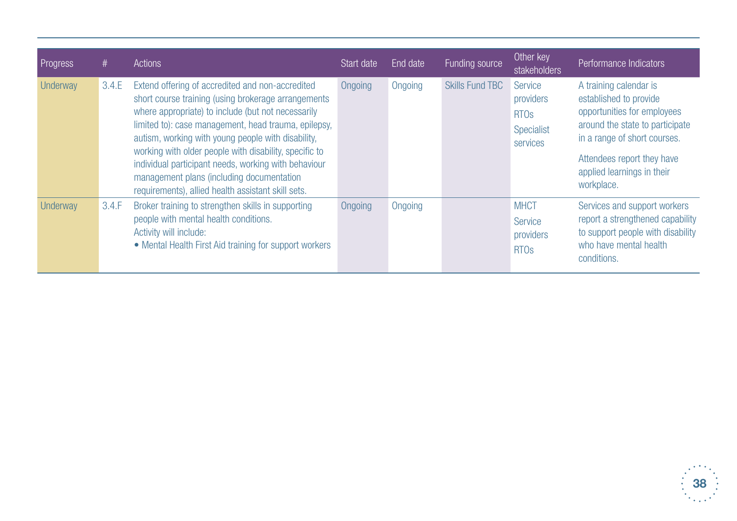| Progress | # | Actions | Start date | End date | Funding source | Other key stakeholders | Performance Indicators |
|---|---|---|---|---|---|---|---|
| Underway | 3.4.E | Extend offering of accredited and non-accredited short course training (using brokerage arrangements where appropriate) to include (but not necessarily limited to): case management, head trauma, epilepsy, autism, working with young people with disability, working with older people with disability, specific to individual participant needs, working with behaviour management plans (including documentation requirements), allied health assistant skill sets. | Ongoing | Ongoing | Skills Fund TBC | Service providers<br>RTOs<br>Specialist services | A training calendar is established to provide opportunities for employees around the state to participate in a range of short courses.<br>Attendees report they have applied learnings in their workplace. |
| Underway | 3.4.F | Broker training to strengthen skills in supporting people with mental health conditions.<br>Activity will include:<br>• Mental Health First Aid training for support workers | Ongoing | Ongoing | | MHCT<br>Service providers<br>RTOs | Services and support workers report a strengthened capability to support people with disability who have mental health conditions. |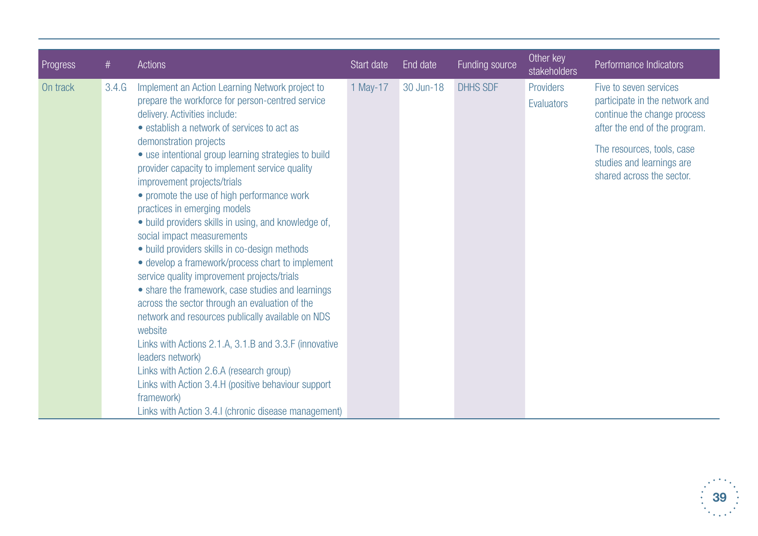| Progress | # | Actions | Start date | End date | Funding source | Other key stakeholders | Performance Indicators |
|---|---|---|---|---|---|---|---|
| On track | 3.4.G | Implement an Action Learning Network project to prepare the workforce for person-centred service delivery. Activities include:<br>• establish a network of services to act as demonstration projects<br>• use intentional group learning strategies to build provider capacity to implement service quality improvement projects/trials<br>• promote the use of high performance work practices in emerging models<br>• build providers skills in using, and knowledge of, social impact measurements<br>• build providers skills in co-design methods<br>• develop a framework/process chart to implement service quality improvement projects/trials<br>• share the framework, case studies and learnings across the sector through an evaluation of the network and resources publically available on NDS website<br>Links with Actions 2.1.A, 3.1.B and 3.3.F (innovative leaders network)<br>Links with Action 2.6.A (research group)<br>Links with Action 3.4.H (positive behaviour support framework)<br>Links with Action 3.4.I (chronic disease management) | 1 May-17 | 30 Jun-18 | DHHS SDF | Providers<br>Evaluators | Five to seven services participate in the network and continue the change process after the end of the program.<br>The resources, tools, case studies and learnings are shared across the sector. |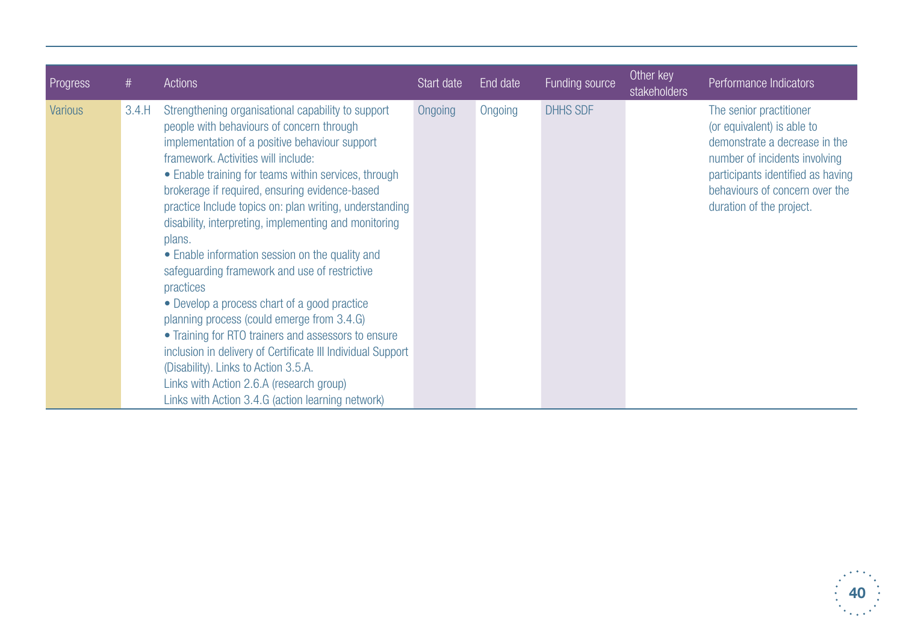| Progress | # | Actions | Start date | End date | Funding source | Other key stakeholders | Performance Indicators |
|---|---|---|---|---|---|---|---|
| Various | 3.4.H | Strengthening organisational capability to support people with behaviours of concern through implementation of a positive behaviour support framework. Activities will include:<br>• Enable training for teams within services, through brokerage if required, ensuring evidence-based practice Include topics on: plan writing, understanding disability, interpreting, implementing and monitoring plans.<br>• Enable information session on the quality and safeguarding framework and use of restrictive practices<br>• Develop a process chart of a good practice planning process (could emerge from 3.4.G)<br>• Training for RTO trainers and assessors to ensure inclusion in delivery of Certificate III Individual Support (Disability). Links to Action 3.5.A.<br>Links with Action 2.6.A (research group)<br>Links with Action 3.4.G (action learning network) | Ongoing | Ongoing | DHHS SDF | | The senior practitioner (or equivalent) is able to demonstrate a decrease in the number of incidents involving participants identified as having behaviours of concern over the duration of the project. |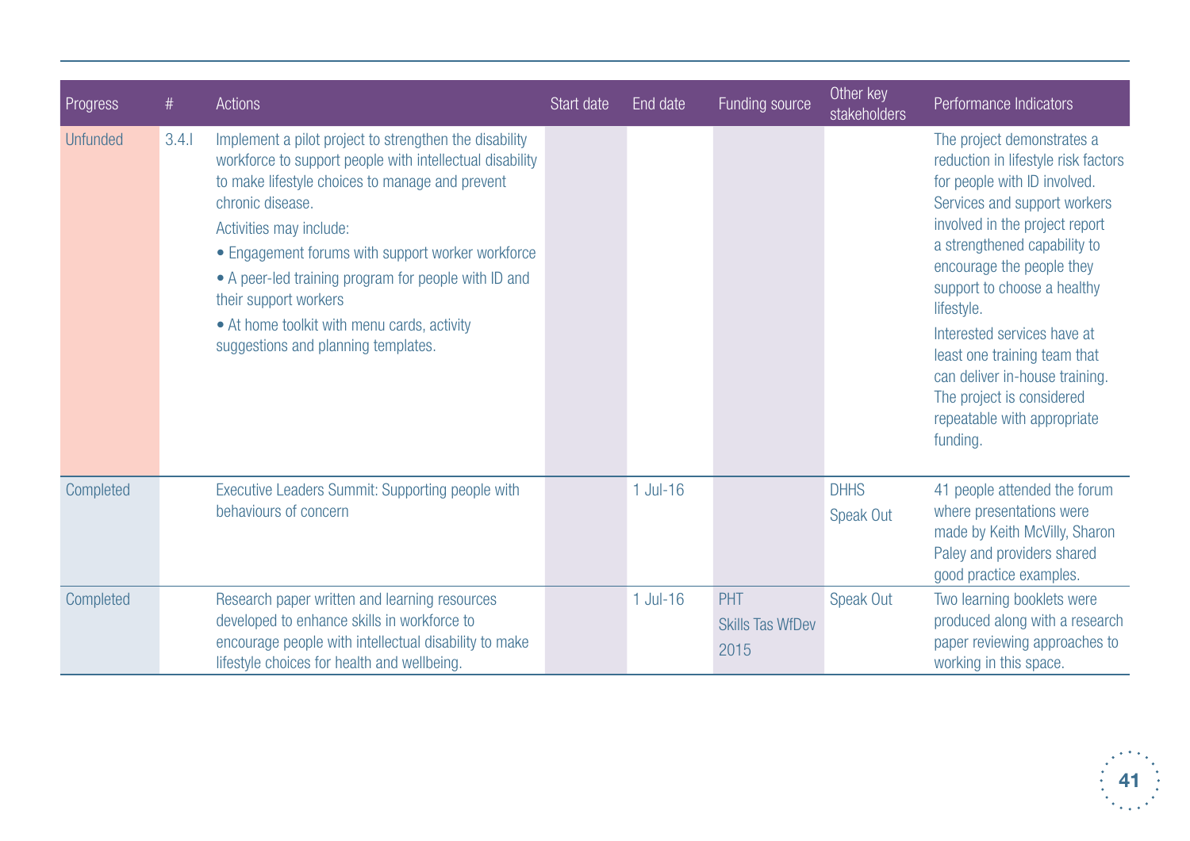| Progress | # | Actions | Start date | End date | Funding source | Other key stakeholders | Performance Indicators |
|---|---|---|---|---|---|---|---|
| Unfunded | 3.4.l | Implement a pilot project to strengthen the disability workforce to support people with intellectual disability to make lifestyle choices to manage and prevent chronic disease.<br>Activities may include:<br>• Engagement forums with support worker workforce<br>• A peer-led training program for people with ID and their support workers<br>• At home toolkit with menu cards, activity suggestions and planning templates. | | | | | The project demonstrates a reduction in lifestyle risk factors for people with ID involved. Services and support workers involved in the project report a strengthened capability to encourage the people they support to choose a healthy lifestyle.<br>Interested services have at least one training team that can deliver in-house training. The project is considered repeatable with appropriate funding. |
| Completed | | Executive Leaders Summit: Supporting people with behaviours of concern | | 1 Jul-16 | | DHHS<br>Speak Out | 41 people attended the forum where presentations were made by Keith McVilly, Sharon Paley and providers shared good practice examples. |
| Completed | | Research paper written and learning resources developed to enhance skills in workforce to encourage people with intellectual disability to make lifestyle choices for health and wellbeing. | | 1 Jul-16 | PHT<br>Skills Tas WfDev 2015 | Speak Out | Two learning booklets were produced along with a research paper reviewing approaches to working in this space. |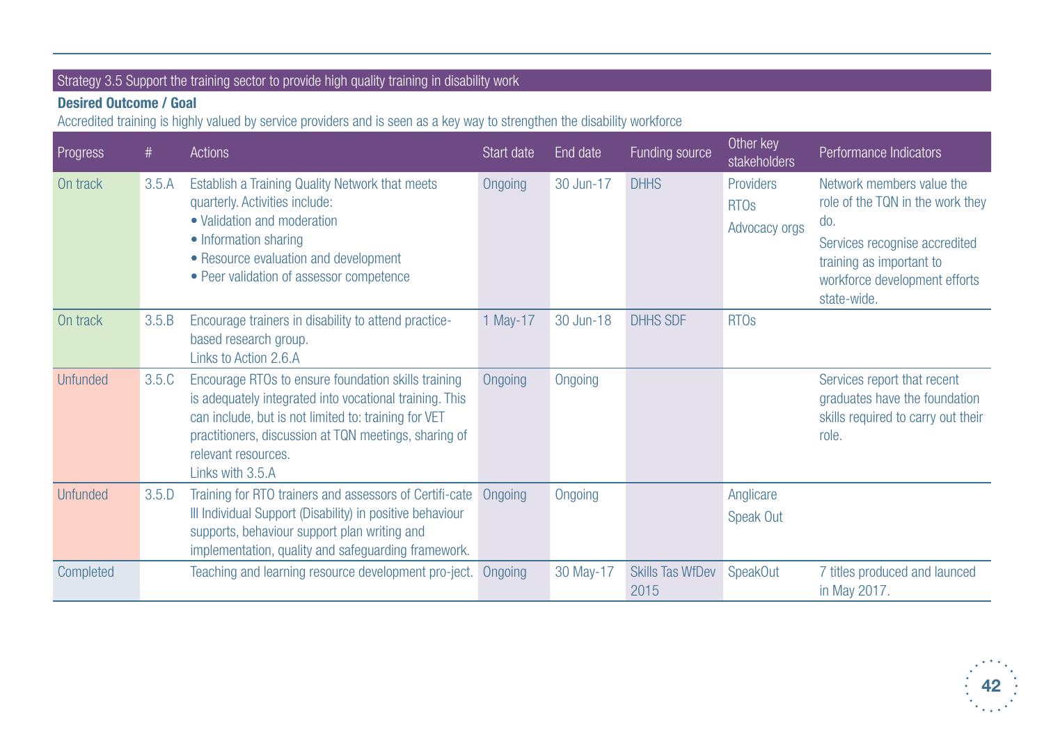Strategy 3.5 Support the training sector to provide high quality training in disability work

**Desired Outcome / Goal**

Accredited training is highly valued by service providers and is seen as a key way to strengthen the disability workforce

| Progress | # | Actions | Start date | End date | Funding source | Other key stakeholders | Performance Indicators |
|---|---|---|---|---|---|---|---|
| On track | 3.5.A | Establish a Training Quality Network that meets quarterly. Activities include:<br>• Validation and moderation<br>• Information sharing<br>• Resource evaluation and development<br>• Peer validation of assessor competence | Ongoing | 30 Jun-17 | DHHS | Providers<br>RTOs<br>Advocacy orgs | Network members value the role of the TQN in the work they do.<br>Services recognise accredited training as important to workforce development efforts state-wide. |
| On track | 3.5.B | Encourage trainers in disability to attend practice-based research group.<br>Links to Action 2.6.A | 1 May-17 | 30 Jun-18 | DHHS SDF | RTOs | |
| Unfunded | 3.5.C | Encourage RTOs to ensure foundation skills training is adequately integrated into vocational training. This can include, but is not limited to: training for VET practitioners, discussion at TQN meetings, sharing of relevant resources.<br>Links with 3.5.A | Ongoing | Ongoing | | | Services report that recent graduates have the foundation skills required to carry out their role. |
| Unfunded | 3.5.D | Training for RTO trainers and assessors of Certifi-cate III Individual Support (Disability) in positive behaviour supports, behaviour support plan writing and implementation, quality and safeguarding framework. | Ongoing | Ongoing | | Anglicare<br>Speak Out | |
| Completed | | Teaching and learning resource development pro-ject. | Ongoing | 30 May-17 | Skills Tas WfDev 2015 | SpeakOut | 7 titles produced and launced in May 2017. |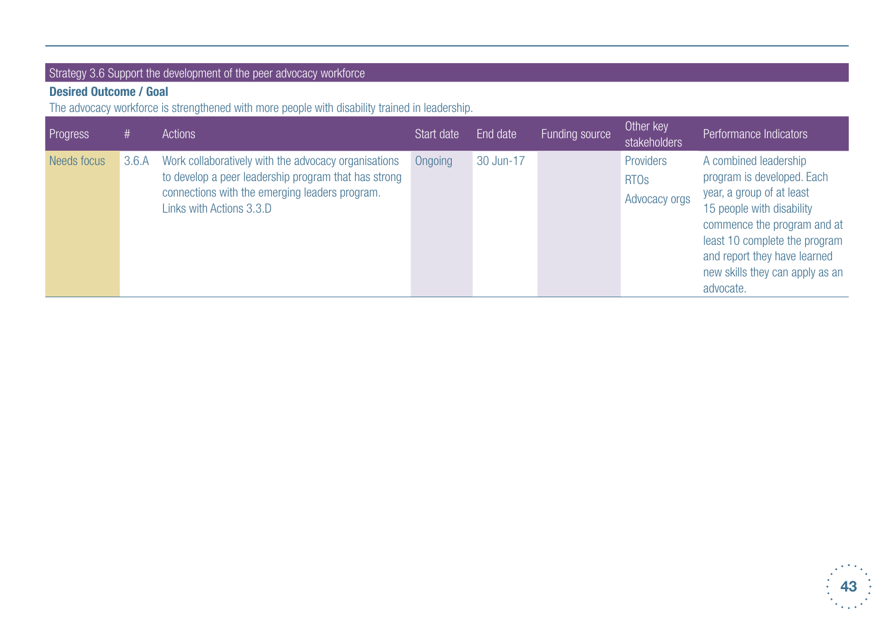## Strategy 3.6 Support the development of the peer advocacy workforce

**Desired Outcome / Goal**

The advocacy workforce is strengthened with more people with disability trained in leadership.

| Progress | # | Actions | Start date | End date | Funding source | Other key stakeholders | Performance Indicators |
|---|---|---|---|---|---|---|---|
| Needs focus | 3.6.A | Work collaboratively with the advocacy organisations to develop a peer leadership program that has strong connections with the emerging leaders program. Links with Actions 3.3.D | Ongoing | 30 Jun-17 | | Providers<br>RTOs<br>Advocacy orgs | A combined leadership program is developed. Each year, a group of at least 15 people with disability commence the program and at least 10 complete the program and report they have learned new skills they can apply as an advocate. |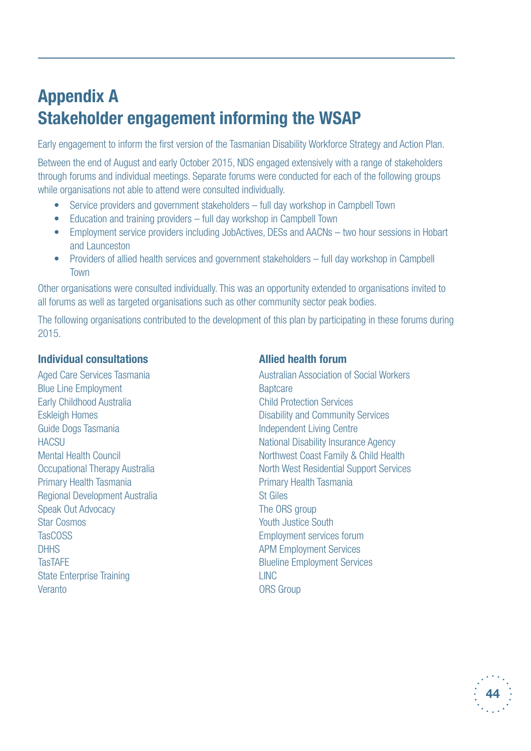# Appendix A
# Stakeholder engagement informing the WSAP

Early engagement to inform the first version of the Tasmanian Disability Workforce Strategy and Action Plan.

Between the end of August and early October 2015, NDS engaged extensively with a range of stakeholders through forums and individual meetings. Separate forums were conducted for each of the following groups while organisations not able to attend were consulted individually.

- Service providers and government stakeholders – full day workshop in Campbell Town
- Education and training providers – full day workshop in Campbell Town
- Employment service providers including JobActives, DESs and AACNs – two hour sessions in Hobart and Launceston
- Providers of allied health services and government stakeholders – full day workshop in Campbell Town

Other organisations were consulted individually. This was an opportunity extended to organisations invited to all forums as well as targeted organisations such as other community sector peak bodies.

The following organisations contributed to the development of this plan by participating in these forums during 2015.

**Individual consultations**

Aged Care Services Tasmania
Blue Line Employment
Early Childhood Australia
Eskleigh Homes
Guide Dogs Tasmania
HACSU
Mental Health Council
Occupational Therapy Australia
Primary Health Tasmania
Regional Development Australia
Speak Out Advocacy
Star Cosmos
TasCOSS
DHHS
TasTAFE
State Enterprise Training
Veranto

**Allied health forum**

Australian Association of Social Workers
Baptcare
Child Protection Services
Disability and Community Services
Independent Living Centre
National Disability Insurance Agency
Northwest Coast Family & Child Health
North West Residential Support Services
Primary Health Tasmania
St Giles
The ORS group
Youth Justice South
Employment services forum
APM Employment Services
Blueline Employment Services
LINC
ORS Group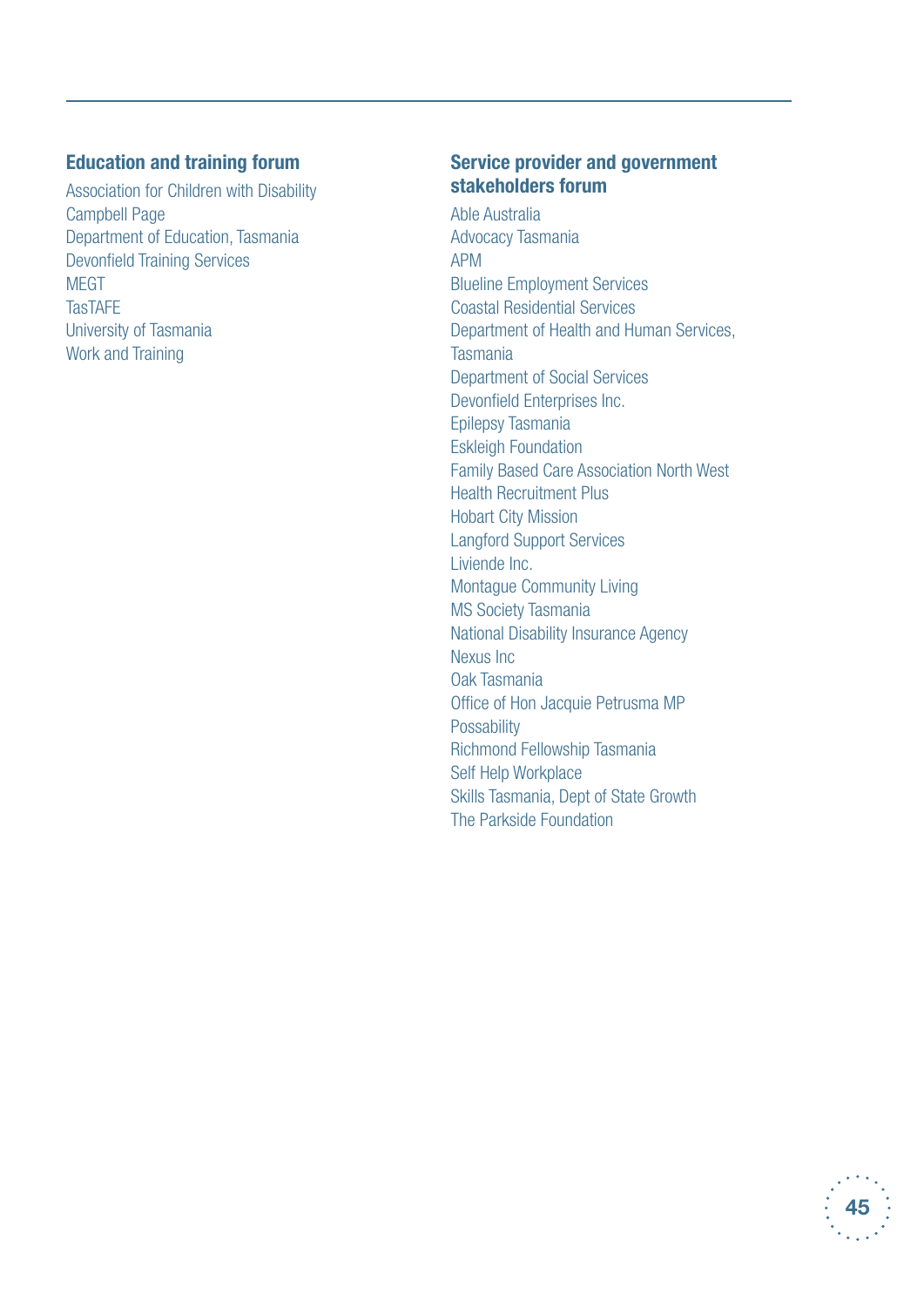### Education and training forum

Association for Children with Disability
Campbell Page
Department of Education, Tasmania
Devonfield Training Services
MEGT
TasTAFE
University of Tasmania
Work and Training

### Service provider and government stakeholders forum

Able Australia
Advocacy Tasmania
APM
Blueline Employment Services
Coastal Residential Services
Department of Health and Human Services, Tasmania
Department of Social Services
Devonfield Enterprises Inc.
Epilepsy Tasmania
Eskleigh Foundation
Family Based Care Association North West
Health Recruitment Plus
Hobart City Mission
Langford Support Services
Liviende Inc.
Montague Community Living
MS Society Tasmania
National Disability Insurance Agency
Nexus Inc
Oak Tasmania
Office of Hon Jacquie Petrusma MP
Possability
Richmond Fellowship Tasmania
Self Help Workplace
Skills Tasmania, Dept of State Growth
The Parkside Foundation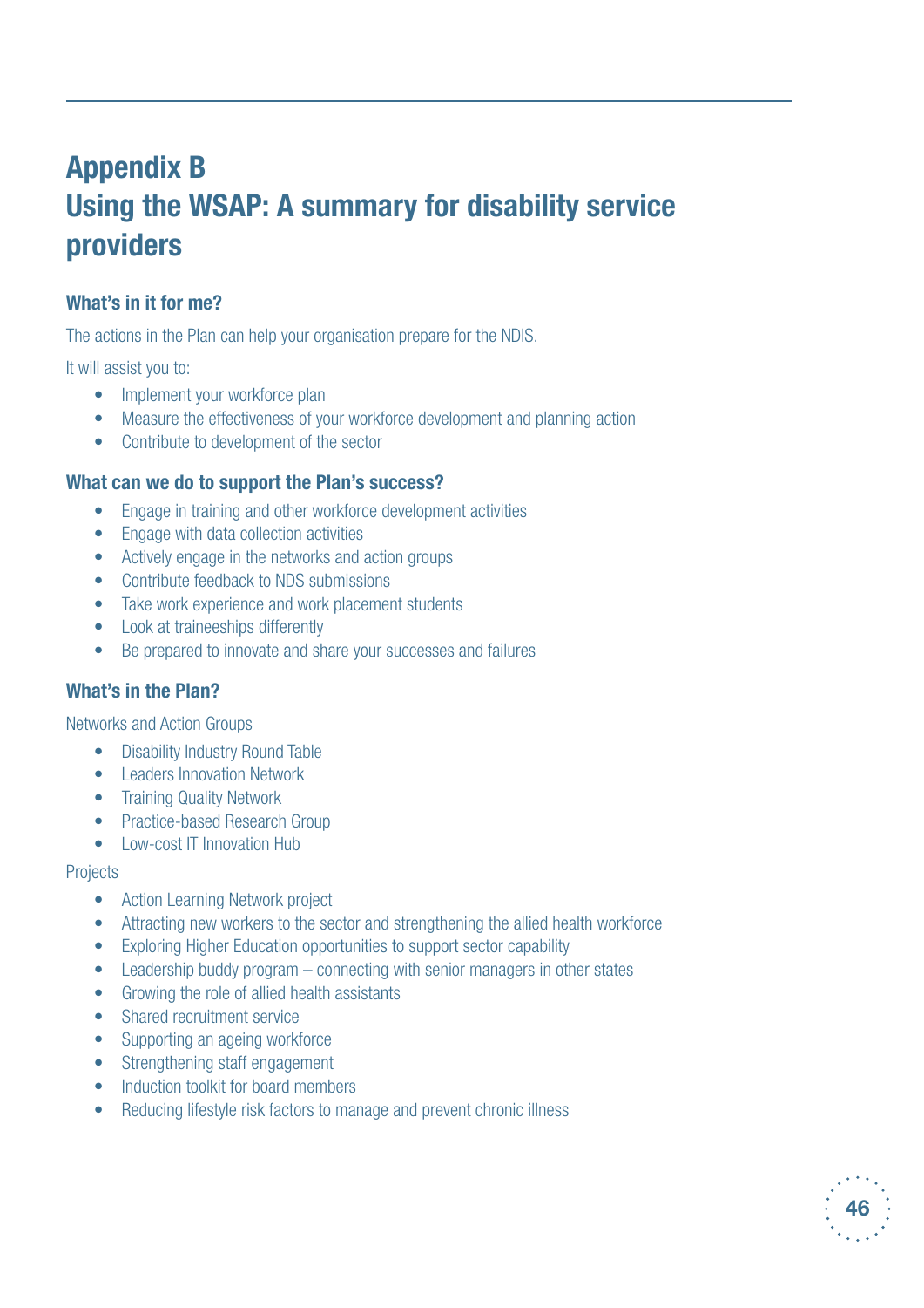# Appendix B
# Using the WSAP: A summary for disability service providers

### What's in it for me?

The actions in the Plan can help your organisation prepare for the NDIS.

It will assist you to:

- Implement your workforce plan
- Measure the effectiveness of your workforce development and planning action
- Contribute to development of the sector

### What can we do to support the Plan's success?

- Engage in training and other workforce development activities
- Engage with data collection activities
- Actively engage in the networks and action groups
- Contribute feedback to NDS submissions
- Take work experience and work placement students
- Look at traineeships differently
- Be prepared to innovate and share your successes and failures

### What's in the Plan?

Networks and Action Groups

- Disability Industry Round Table
- Leaders Innovation Network
- Training Quality Network
- Practice-based Research Group
- Low-cost IT Innovation Hub

Projects

- Action Learning Network project
- Attracting new workers to the sector and strengthening the allied health workforce
- Exploring Higher Education opportunities to support sector capability
- Leadership buddy program – connecting with senior managers in other states
- Growing the role of allied health assistants
- Shared recruitment service
- Supporting an ageing workforce
- Strengthening staff engagement
- Induction toolkit for board members
- Reducing lifestyle risk factors to manage and prevent chronic illness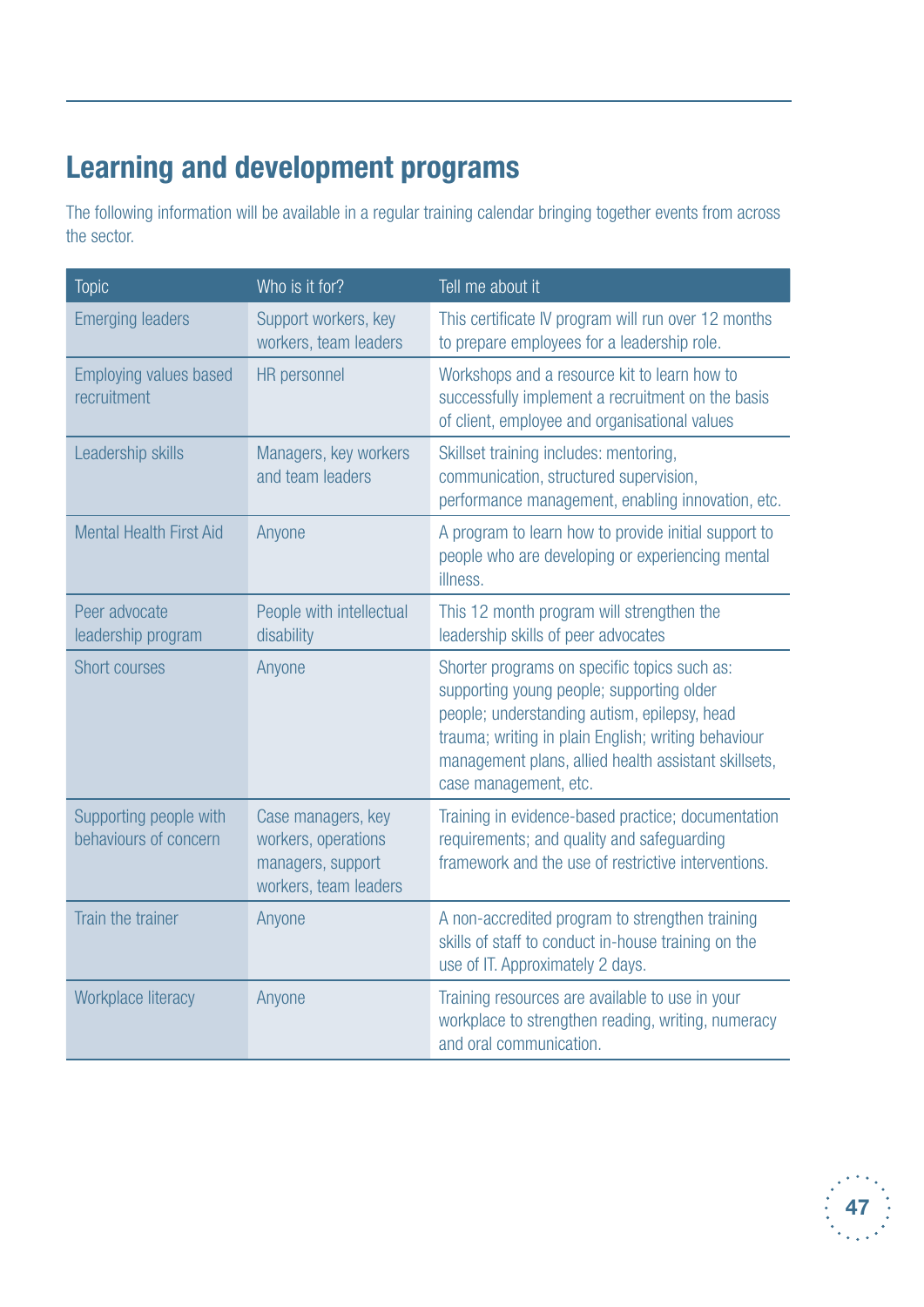## Learning and development programs

The following information will be available in a regular training calendar bringing together events from across the sector.

| Topic | Who is it for? | Tell me about it |
|---|---|---|
| Emerging leaders | Support workers, key workers, team leaders | This certificate IV program will run over 12 months to prepare employees for a leadership role. |
| Employing values based recruitment | HR personnel | Workshops and a resource kit to learn how to successfully implement a recruitment on the basis of client, employee and organisational values |
| Leadership skills | Managers, key workers and team leaders | Skillset training includes: mentoring, communication, structured supervision, performance management, enabling innovation, etc. |
| Mental Health First Aid | Anyone | A program to learn how to provide initial support to people who are developing or experiencing mental illness. |
| Peer advocate leadership program | People with intellectual disability | This 12 month program will strengthen the leadership skills of peer advocates |
| Short courses | Anyone | Shorter programs on specific topics such as: supporting young people; supporting older people; understanding autism, epilepsy, head trauma; writing in plain English; writing behaviour management plans, allied health assistant skillsets, case management, etc. |
| Supporting people with behaviours of concern | Case managers, key workers, operations managers, support workers, team leaders | Training in evidence-based practice; documentation requirements; and quality and safeguarding framework and the use of restrictive interventions. |
| Train the trainer | Anyone | A non-accredited program to strengthen training skills of staff to conduct in-house training on the use of IT. Approximately 2 days. |
| Workplace literacy | Anyone | Training resources are available to use in your workplace to strengthen reading, writing, numeracy and oral communication. |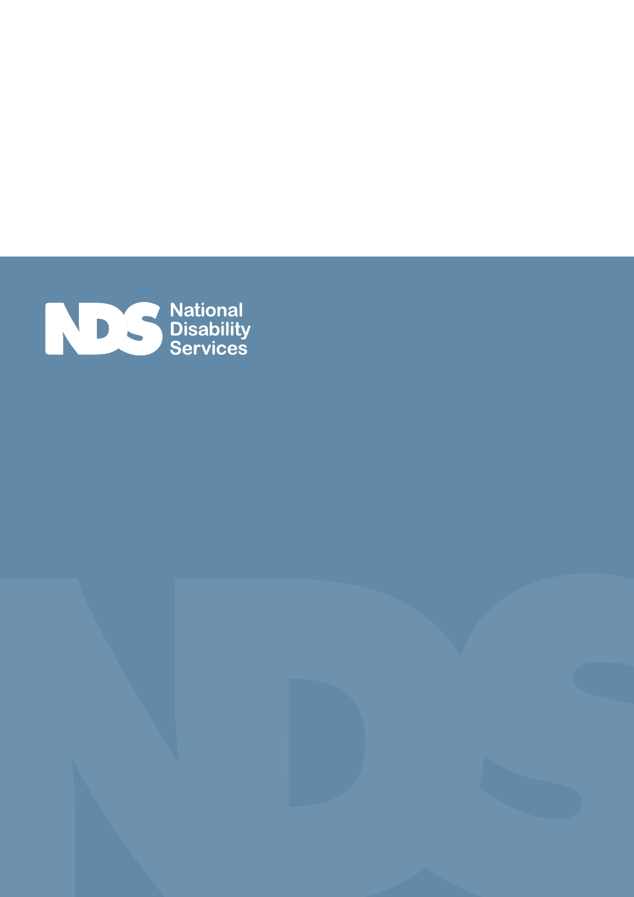National Disability Services